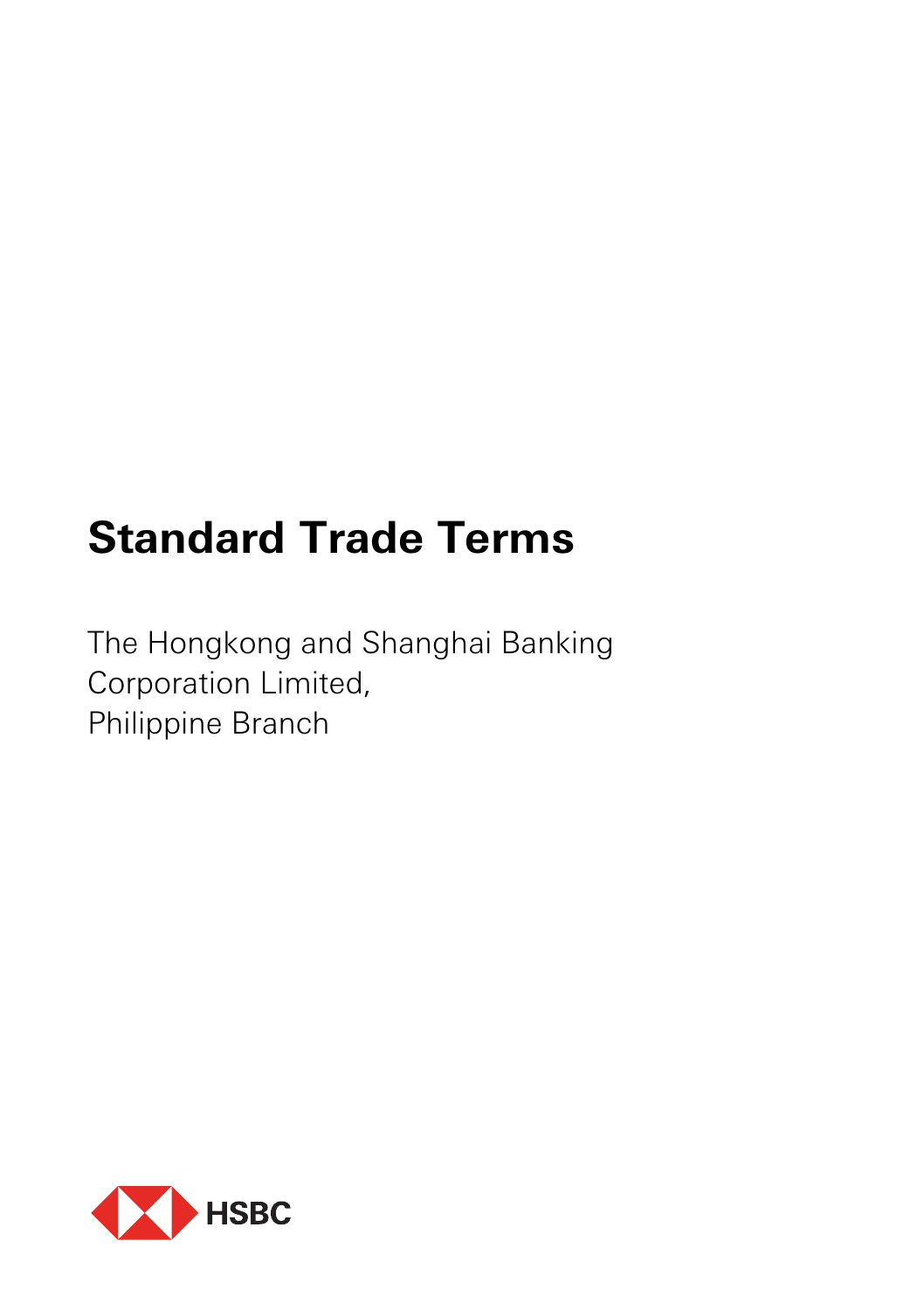# Standard Trade Terms

The Hongkong and Shanghai Banking Corporation Limited,
Philippine Branch

HSBC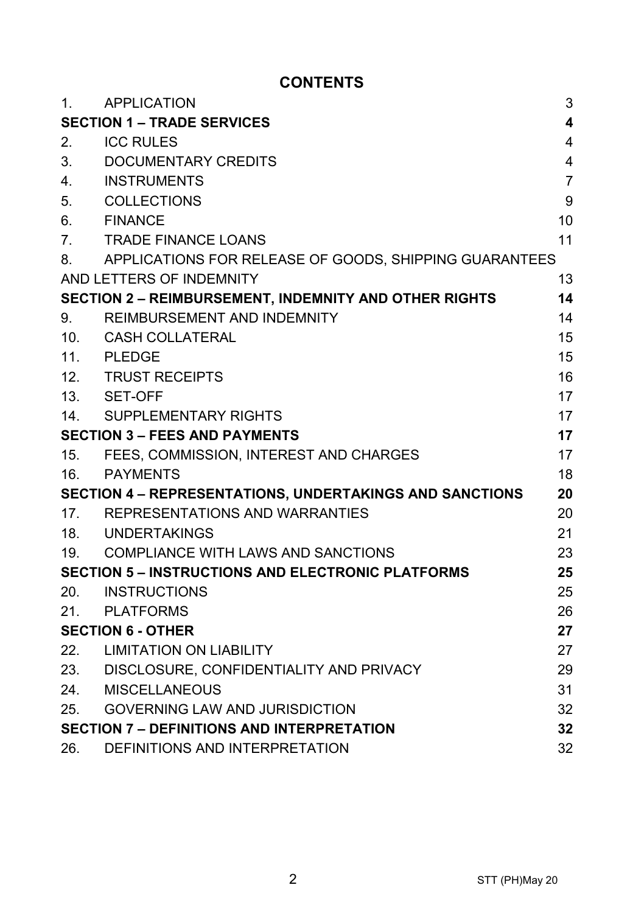# CONTENTS

| | | |
|---|---|---|
| 1. | APPLICATION | 3 |
| **SECTION 1 – TRADE SERVICES** | | **4** |
| 2. | ICC RULES | 4 |
| 3. | DOCUMENTARY CREDITS | 4 |
| 4. | INSTRUMENTS | 7 |
| 5. | COLLECTIONS | 9 |
| 6. | FINANCE | 10 |
| 7. | TRADE FINANCE LOANS | 11 |
| 8. | APPLICATIONS FOR RELEASE OF GOODS, SHIPPING GUARANTEES AND LETTERS OF INDEMNITY | 13 |
| **SECTION 2 – REIMBURSEMENT, INDEMNITY AND OTHER RIGHTS** | | **14** |
| 9. | REIMBURSEMENT AND INDEMNITY | 14 |
| 10. | CASH COLLATERAL | 15 |
| 11. | PLEDGE | 15 |
| 12. | TRUST RECEIPTS | 16 |
| 13. | SET-OFF | 17 |
| 14. | SUPPLEMENTARY RIGHTS | 17 |
| **SECTION 3 – FEES AND PAYMENTS** | | **17** |
| 15. | FEES, COMMISSION, INTEREST AND CHARGES | 17 |
| 16. | PAYMENTS | 18 |
| **SECTION 4 – REPRESENTATIONS, UNDERTAKINGS AND SANCTIONS** | | **20** |
| 17. | REPRESENTATIONS AND WARRANTIES | 20 |
| 18. | UNDERTAKINGS | 21 |
| 19. | COMPLIANCE WITH LAWS AND SANCTIONS | 23 |
| **SECTION 5 – INSTRUCTIONS AND ELECTRONIC PLATFORMS** | | **25** |
| 20. | INSTRUCTIONS | 25 |
| 21. | PLATFORMS | 26 |
| **SECTION 6 - OTHER** | | **27** |
| 22. | LIMITATION ON LIABILITY | 27 |
| 23. | DISCLOSURE, CONFIDENTIALITY AND PRIVACY | 29 |
| 24. | MISCELLANEOUS | 31 |
| 25. | GOVERNING LAW AND JURISDICTION | 32 |
| **SECTION 7 – DEFINITIONS AND INTERPRETATION** | | **32** |
| 26. | DEFINITIONS AND INTERPRETATION | 32 |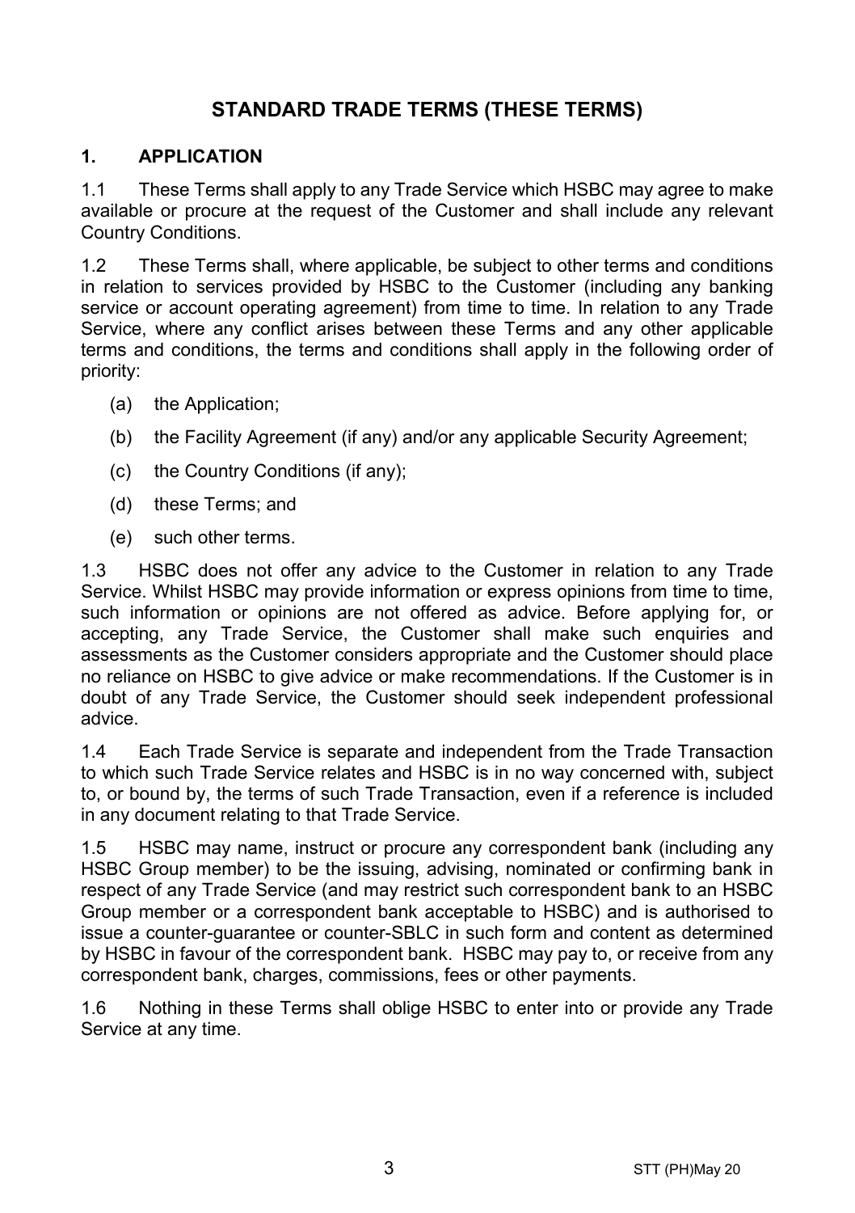# STANDARD TRADE TERMS (THESE TERMS)

## 1. APPLICATION

1.1 These Terms shall apply to any Trade Service which HSBC may agree to make available or procure at the request of the Customer and shall include any relevant Country Conditions.

1.2 These Terms shall, where applicable, be subject to other terms and conditions in relation to services provided by HSBC to the Customer (including any banking service or account operating agreement) from time to time. In relation to any Trade Service, where any conflict arises between these Terms and any other applicable terms and conditions, the terms and conditions shall apply in the following order of priority:

(a) the Application;

(b) the Facility Agreement (if any) and/or any applicable Security Agreement;

(c) the Country Conditions (if any);

(d) these Terms; and

(e) such other terms.

1.3 HSBC does not offer any advice to the Customer in relation to any Trade Service. Whilst HSBC may provide information or express opinions from time to time, such information or opinions are not offered as advice. Before applying for, or accepting, any Trade Service, the Customer shall make such enquiries and assessments as the Customer considers appropriate and the Customer should place no reliance on HSBC to give advice or make recommendations. If the Customer is in doubt of any Trade Service, the Customer should seek independent professional advice.

1.4 Each Trade Service is separate and independent from the Trade Transaction to which such Trade Service relates and HSBC is in no way concerned with, subject to, or bound by, the terms of such Trade Transaction, even if a reference is included in any document relating to that Trade Service.

1.5 HSBC may name, instruct or procure any correspondent bank (including any HSBC Group member) to be the issuing, advising, nominated or confirming bank in respect of any Trade Service (and may restrict such correspondent bank to an HSBC Group member or a correspondent bank acceptable to HSBC) and is authorised to issue a counter-guarantee or counter-SBLC in such form and content as determined by HSBC in favour of the correspondent bank. HSBC may pay to, or receive from any correspondent bank, charges, commissions, fees or other payments.

1.6 Nothing in these Terms shall oblige HSBC to enter into or provide any Trade Service at any time.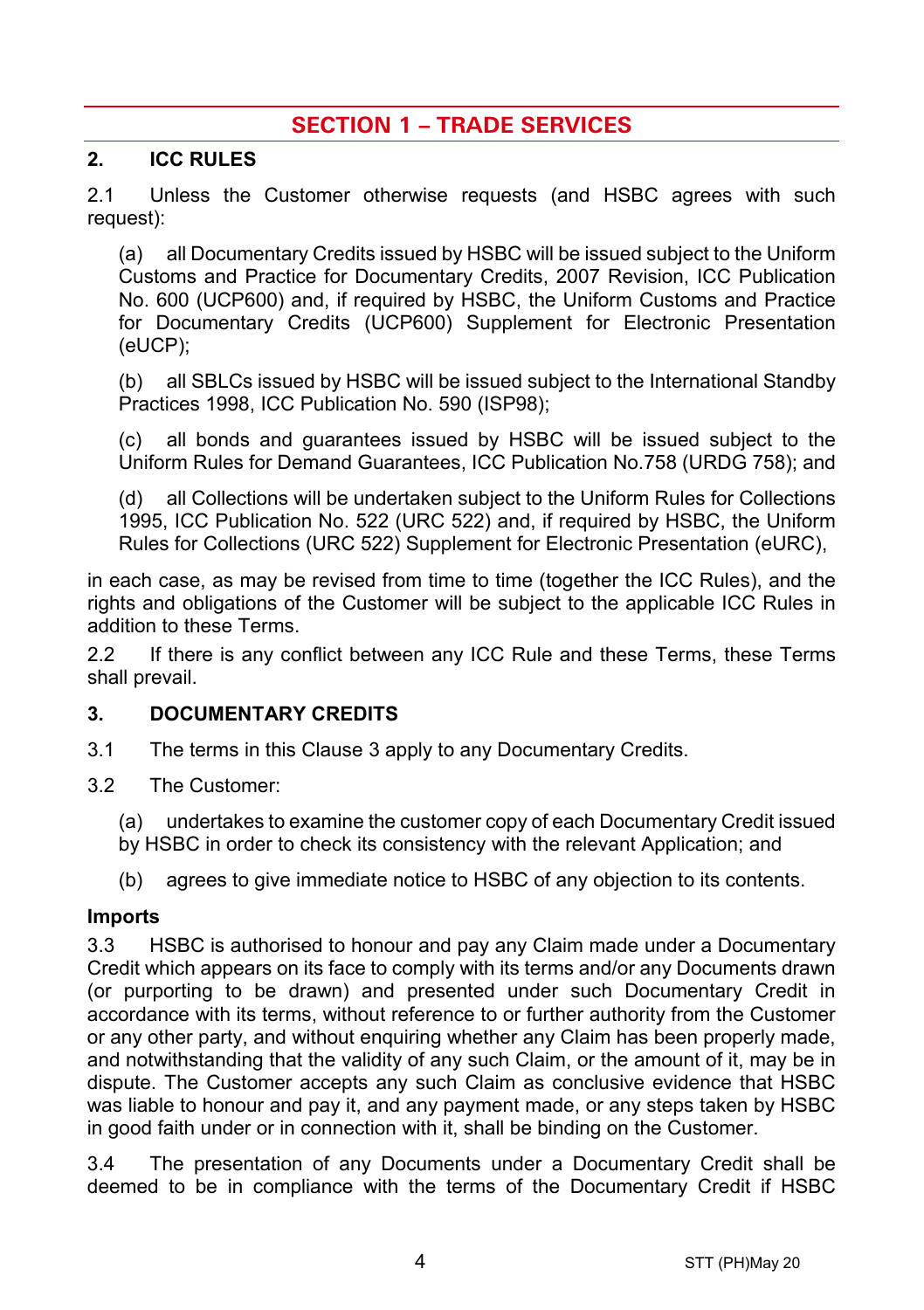# SECTION 1 – TRADE SERVICES

## 2. ICC RULES

2.1 Unless the Customer otherwise requests (and HSBC agrees with such request):

(a) all Documentary Credits issued by HSBC will be issued subject to the Uniform Customs and Practice for Documentary Credits, 2007 Revision, ICC Publication No. 600 (UCP600) and, if required by HSBC, the Uniform Customs and Practice for Documentary Credits (UCP600) Supplement for Electronic Presentation (eUCP);

(b) all SBLCs issued by HSBC will be issued subject to the International Standby Practices 1998, ICC Publication No. 590 (ISP98);

(c) all bonds and guarantees issued by HSBC will be issued subject to the Uniform Rules for Demand Guarantees, ICC Publication No.758 (URDG 758); and

(d) all Collections will be undertaken subject to the Uniform Rules for Collections 1995, ICC Publication No. 522 (URC 522) and, if required by HSBC, the Uniform Rules for Collections (URC 522) Supplement for Electronic Presentation (eURC),

in each case, as may be revised from time to time (together the ICC Rules), and the rights and obligations of the Customer will be subject to the applicable ICC Rules in addition to these Terms.

2.2 If there is any conflict between any ICC Rule and these Terms, these Terms shall prevail.

## 3. DOCUMENTARY CREDITS

3.1 The terms in this Clause 3 apply to any Documentary Credits.

3.2 The Customer:

(a) undertakes to examine the customer copy of each Documentary Credit issued by HSBC in order to check its consistency with the relevant Application; and

(b) agrees to give immediate notice to HSBC of any objection to its contents.

**Imports**

3.3 HSBC is authorised to honour and pay any Claim made under a Documentary Credit which appears on its face to comply with its terms and/or any Documents drawn (or purporting to be drawn) and presented under such Documentary Credit in accordance with its terms, without reference to or further authority from the Customer or any other party, and without enquiring whether any Claim has been properly made, and notwithstanding that the validity of any such Claim, or the amount of it, may be in dispute. The Customer accepts any such Claim as conclusive evidence that HSBC was liable to honour and pay it, and any payment made, or any steps taken by HSBC in good faith under or in connection with it, shall be binding on the Customer.

3.4 The presentation of any Documents under a Documentary Credit shall be deemed to be in compliance with the terms of the Documentary Credit if HSBC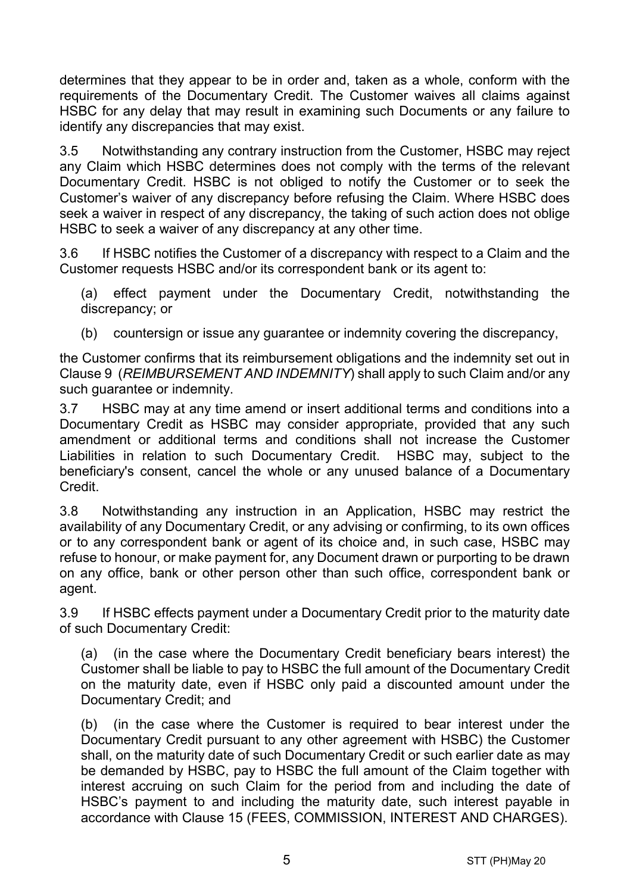determines that they appear to be in order and, taken as a whole, conform with the requirements of the Documentary Credit. The Customer waives all claims against HSBC for any delay that may result in examining such Documents or any failure to identify any discrepancies that may exist.

3.5 Notwithstanding any contrary instruction from the Customer, HSBC may reject any Claim which HSBC determines does not comply with the terms of the relevant Documentary Credit. HSBC is not obliged to notify the Customer or to seek the Customer's waiver of any discrepancy before refusing the Claim. Where HSBC does seek a waiver in respect of any discrepancy, the taking of such action does not oblige HSBC to seek a waiver of any discrepancy at any other time.

3.6 If HSBC notifies the Customer of a discrepancy with respect to a Claim and the Customer requests HSBC and/or its correspondent bank or its agent to:

(a) effect payment under the Documentary Credit, notwithstanding the discrepancy; or

(b) countersign or issue any guarantee or indemnity covering the discrepancy,

the Customer confirms that its reimbursement obligations and the indemnity set out in Clause 9 (*REIMBURSEMENT AND INDEMNITY*) shall apply to such Claim and/or any such guarantee or indemnity.

3.7 HSBC may at any time amend or insert additional terms and conditions into a Documentary Credit as HSBC may consider appropriate, provided that any such amendment or additional terms and conditions shall not increase the Customer Liabilities in relation to such Documentary Credit. HSBC may, subject to the beneficiary's consent, cancel the whole or any unused balance of a Documentary Credit.

3.8 Notwithstanding any instruction in an Application, HSBC may restrict the availability of any Documentary Credit, or any advising or confirming, to its own offices or to any correspondent bank or agent of its choice and, in such case, HSBC may refuse to honour, or make payment for, any Document drawn or purporting to be drawn on any office, bank or other person other than such office, correspondent bank or agent.

3.9 If HSBC effects payment under a Documentary Credit prior to the maturity date of such Documentary Credit:

(a) (in the case where the Documentary Credit beneficiary bears interest) the Customer shall be liable to pay to HSBC the full amount of the Documentary Credit on the maturity date, even if HSBC only paid a discounted amount under the Documentary Credit; and

(b) (in the case where the Customer is required to bear interest under the Documentary Credit pursuant to any other agreement with HSBC) the Customer shall, on the maturity date of such Documentary Credit or such earlier date as may be demanded by HSBC, pay to HSBC the full amount of the Claim together with interest accruing on such Claim for the period from and including the date of HSBC's payment to and including the maturity date, such interest payable in accordance with Clause 15 (FEES, COMMISSION, INTEREST AND CHARGES).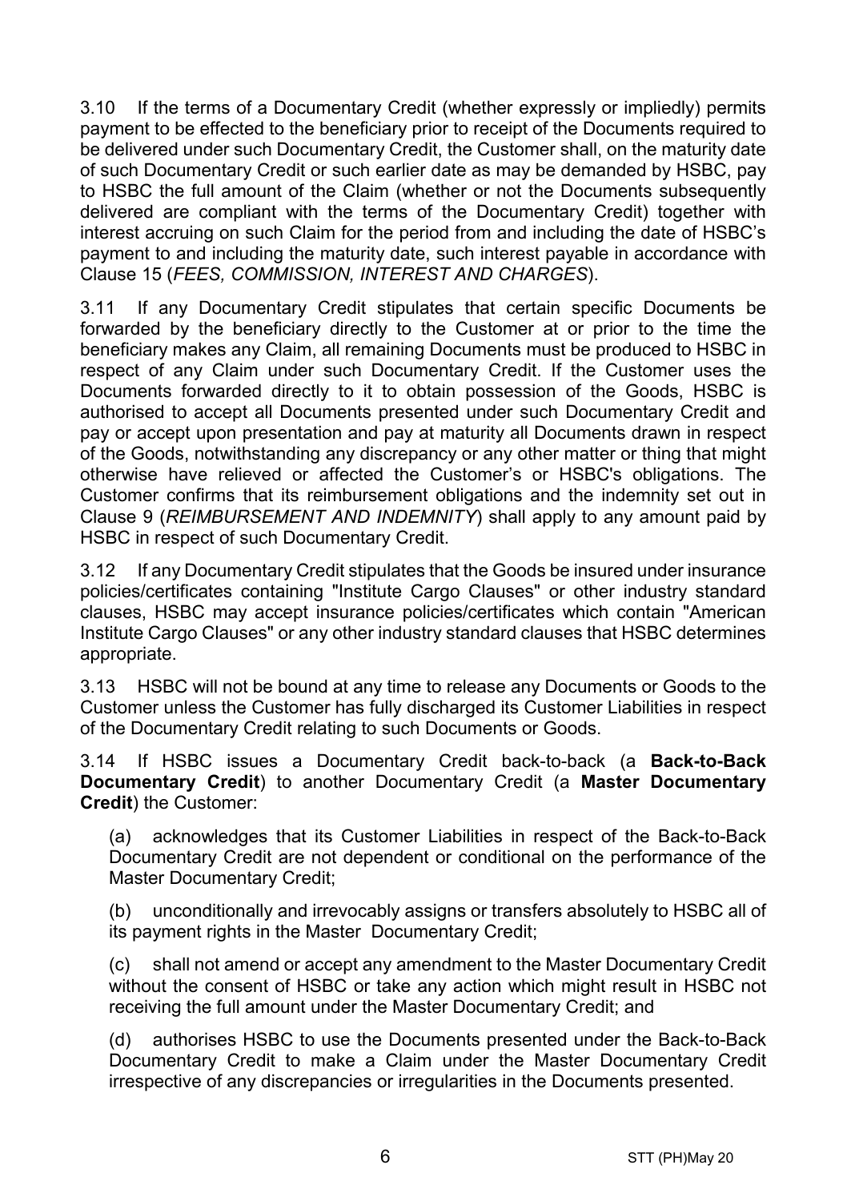3.10 If the terms of a Documentary Credit (whether expressly or impliedly) permits payment to be effected to the beneficiary prior to receipt of the Documents required to be delivered under such Documentary Credit, the Customer shall, on the maturity date of such Documentary Credit or such earlier date as may be demanded by HSBC, pay to HSBC the full amount of the Claim (whether or not the Documents subsequently delivered are compliant with the terms of the Documentary Credit) together with interest accruing on such Claim for the period from and including the date of HSBC's payment to and including the maturity date, such interest payable in accordance with Clause 15 (*FEES, COMMISSION, INTEREST AND CHARGES*).

3.11 If any Documentary Credit stipulates that certain specific Documents be forwarded by the beneficiary directly to the Customer at or prior to the time the beneficiary makes any Claim, all remaining Documents must be produced to HSBC in respect of any Claim under such Documentary Credit. If the Customer uses the Documents forwarded directly to it to obtain possession of the Goods, HSBC is authorised to accept all Documents presented under such Documentary Credit and pay or accept upon presentation and pay at maturity all Documents drawn in respect of the Goods, notwithstanding any discrepancy or any other matter or thing that might otherwise have relieved or affected the Customer's or HSBC's obligations. The Customer confirms that its reimbursement obligations and the indemnity set out in Clause 9 (*REIMBURSEMENT AND INDEMNITY*) shall apply to any amount paid by HSBC in respect of such Documentary Credit.

3.12 If any Documentary Credit stipulates that the Goods be insured under insurance policies/certificates containing "Institute Cargo Clauses" or other industry standard clauses, HSBC may accept insurance policies/certificates which contain "American Institute Cargo Clauses" or any other industry standard clauses that HSBC determines appropriate.

3.13 HSBC will not be bound at any time to release any Documents or Goods to the Customer unless the Customer has fully discharged its Customer Liabilities in respect of the Documentary Credit relating to such Documents or Goods.

3.14 If HSBC issues a Documentary Credit back-to-back (a **Back-to-Back Documentary Credit**) to another Documentary Credit (a **Master Documentary Credit**) the Customer:

(a) acknowledges that its Customer Liabilities in respect of the Back-to-Back Documentary Credit are not dependent or conditional on the performance of the Master Documentary Credit;

(b) unconditionally and irrevocably assigns or transfers absolutely to HSBC all of its payment rights in the Master Documentary Credit;

(c) shall not amend or accept any amendment to the Master Documentary Credit without the consent of HSBC or take any action which might result in HSBC not receiving the full amount under the Master Documentary Credit; and

(d) authorises HSBC to use the Documents presented under the Back-to-Back Documentary Credit to make a Claim under the Master Documentary Credit irrespective of any discrepancies or irregularities in the Documents presented.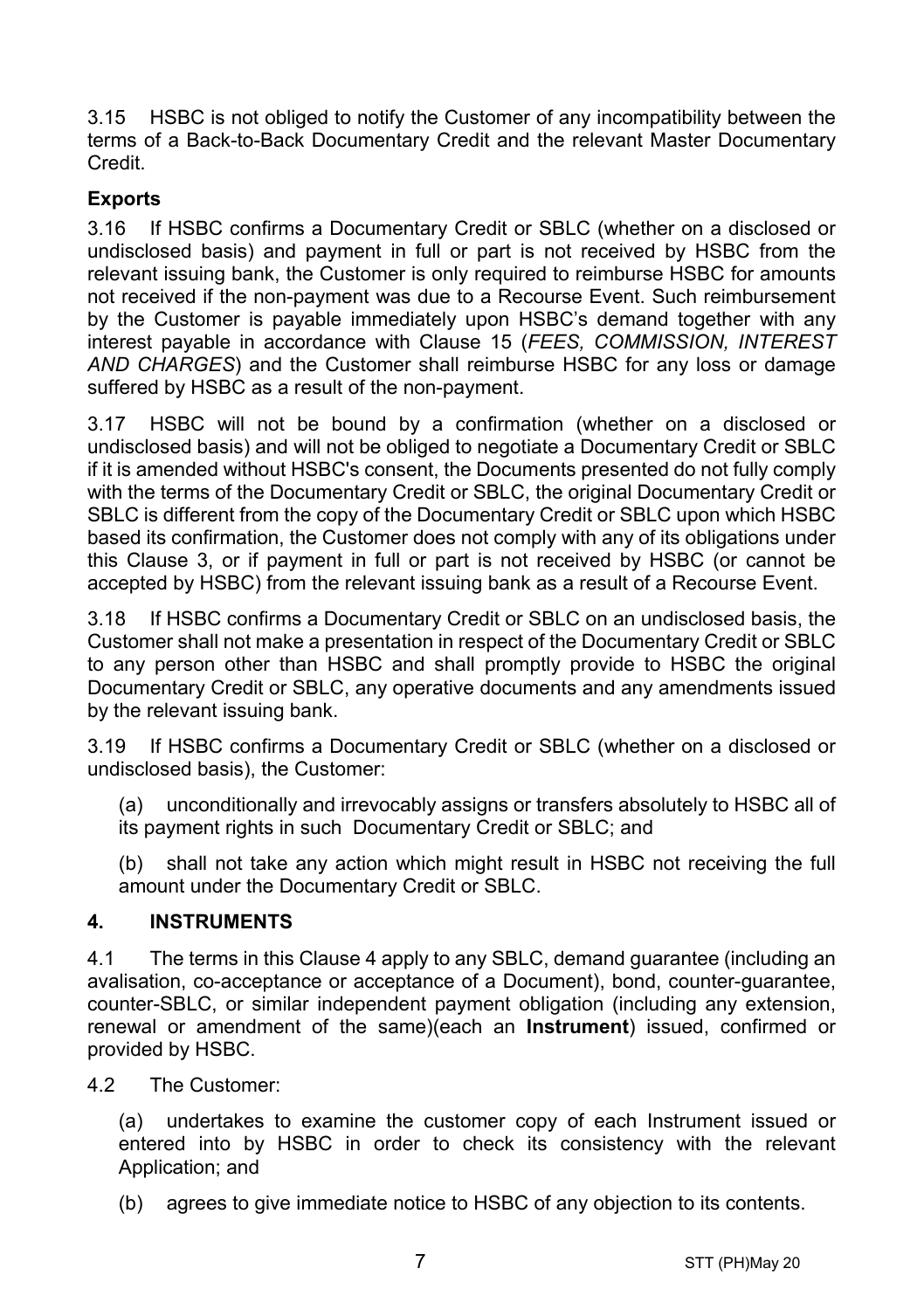3.15 HSBC is not obliged to notify the Customer of any incompatibility between the terms of a Back-to-Back Documentary Credit and the relevant Master Documentary Credit.

**Exports**

3.16 If HSBC confirms a Documentary Credit or SBLC (whether on a disclosed or undisclosed basis) and payment in full or part is not received by HSBC from the relevant issuing bank, the Customer is only required to reimburse HSBC for amounts not received if the non-payment was due to a Recourse Event. Such reimbursement by the Customer is payable immediately upon HSBC's demand together with any interest payable in accordance with Clause 15 (*FEES, COMMISSION, INTEREST AND CHARGES*) and the Customer shall reimburse HSBC for any loss or damage suffered by HSBC as a result of the non-payment.

3.17 HSBC will not be bound by a confirmation (whether on a disclosed or undisclosed basis) and will not be obliged to negotiate a Documentary Credit or SBLC if it is amended without HSBC's consent, the Documents presented do not fully comply with the terms of the Documentary Credit or SBLC, the original Documentary Credit or SBLC is different from the copy of the Documentary Credit or SBLC upon which HSBC based its confirmation, the Customer does not comply with any of its obligations under this Clause 3, or if payment in full or part is not received by HSBC (or cannot be accepted by HSBC) from the relevant issuing bank as a result of a Recourse Event.

3.18 If HSBC confirms a Documentary Credit or SBLC on an undisclosed basis, the Customer shall not make a presentation in respect of the Documentary Credit or SBLC to any person other than HSBC and shall promptly provide to HSBC the original Documentary Credit or SBLC, any operative documents and any amendments issued by the relevant issuing bank.

3.19 If HSBC confirms a Documentary Credit or SBLC (whether on a disclosed or undisclosed basis), the Customer:

(a) unconditionally and irrevocably assigns or transfers absolutely to HSBC all of its payment rights in such Documentary Credit or SBLC; and

(b) shall not take any action which might result in HSBC not receiving the full amount under the Documentary Credit or SBLC.

## 4. INSTRUMENTS

4.1 The terms in this Clause 4 apply to any SBLC, demand guarantee (including an avalisation, co-acceptance or acceptance of a Document), bond, counter-guarantee, counter-SBLC, or similar independent payment obligation (including any extension, renewal or amendment of the same)(each an **Instrument**) issued, confirmed or provided by HSBC.

4.2 The Customer:

(a) undertakes to examine the customer copy of each Instrument issued or entered into by HSBC in order to check its consistency with the relevant Application; and

(b) agrees to give immediate notice to HSBC of any objection to its contents.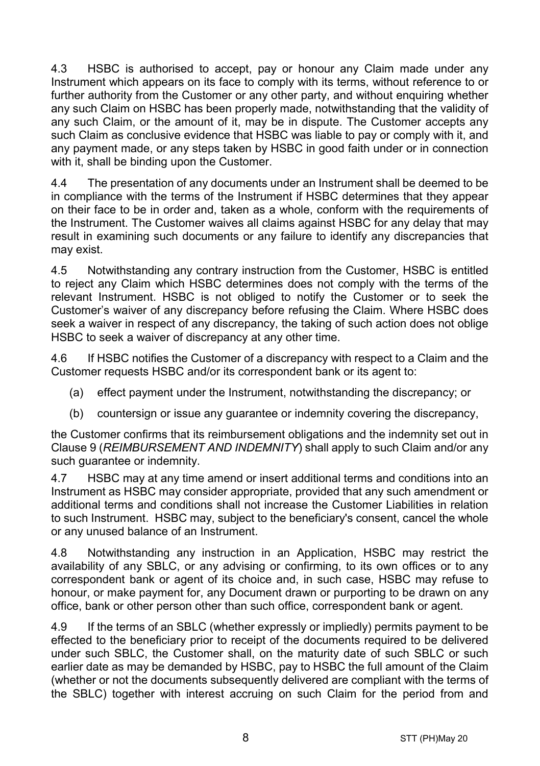4.3 HSBC is authorised to accept, pay or honour any Claim made under any Instrument which appears on its face to comply with its terms, without reference to or further authority from the Customer or any other party, and without enquiring whether any such Claim on HSBC has been properly made, notwithstanding that the validity of any such Claim, or the amount of it, may be in dispute. The Customer accepts any such Claim as conclusive evidence that HSBC was liable to pay or comply with it, and any payment made, or any steps taken by HSBC in good faith under or in connection with it, shall be binding upon the Customer.

4.4 The presentation of any documents under an Instrument shall be deemed to be in compliance with the terms of the Instrument if HSBC determines that they appear on their face to be in order and, taken as a whole, conform with the requirements of the Instrument. The Customer waives all claims against HSBC for any delay that may result in examining such documents or any failure to identify any discrepancies that may exist.

4.5 Notwithstanding any contrary instruction from the Customer, HSBC is entitled to reject any Claim which HSBC determines does not comply with the terms of the relevant Instrument. HSBC is not obliged to notify the Customer or to seek the Customer's waiver of any discrepancy before refusing the Claim. Where HSBC does seek a waiver in respect of any discrepancy, the taking of such action does not oblige HSBC to seek a waiver of discrepancy at any other time.

4.6 If HSBC notifies the Customer of a discrepancy with respect to a Claim and the Customer requests HSBC and/or its correspondent bank or its agent to:

(a) effect payment under the Instrument, notwithstanding the discrepancy; or

(b) countersign or issue any guarantee or indemnity covering the discrepancy,

the Customer confirms that its reimbursement obligations and the indemnity set out in Clause 9 (*REIMBURSEMENT AND INDEMNITY*) shall apply to such Claim and/or any such guarantee or indemnity.

4.7 HSBC may at any time amend or insert additional terms and conditions into an Instrument as HSBC may consider appropriate, provided that any such amendment or additional terms and conditions shall not increase the Customer Liabilities in relation to such Instrument. HSBC may, subject to the beneficiary's consent, cancel the whole or any unused balance of an Instrument.

4.8 Notwithstanding any instruction in an Application, HSBC may restrict the availability of any SBLC, or any advising or confirming, to its own offices or to any correspondent bank or agent of its choice and, in such case, HSBC may refuse to honour, or make payment for, any Document drawn or purporting to be drawn on any office, bank or other person other than such office, correspondent bank or agent.

4.9 If the terms of an SBLC (whether expressly or impliedly) permits payment to be effected to the beneficiary prior to receipt of the documents required to be delivered under such SBLC, the Customer shall, on the maturity date of such SBLC or such earlier date as may be demanded by HSBC, pay to HSBC the full amount of the Claim (whether or not the documents subsequently delivered are compliant with the terms of the SBLC) together with interest accruing on such Claim for the period from and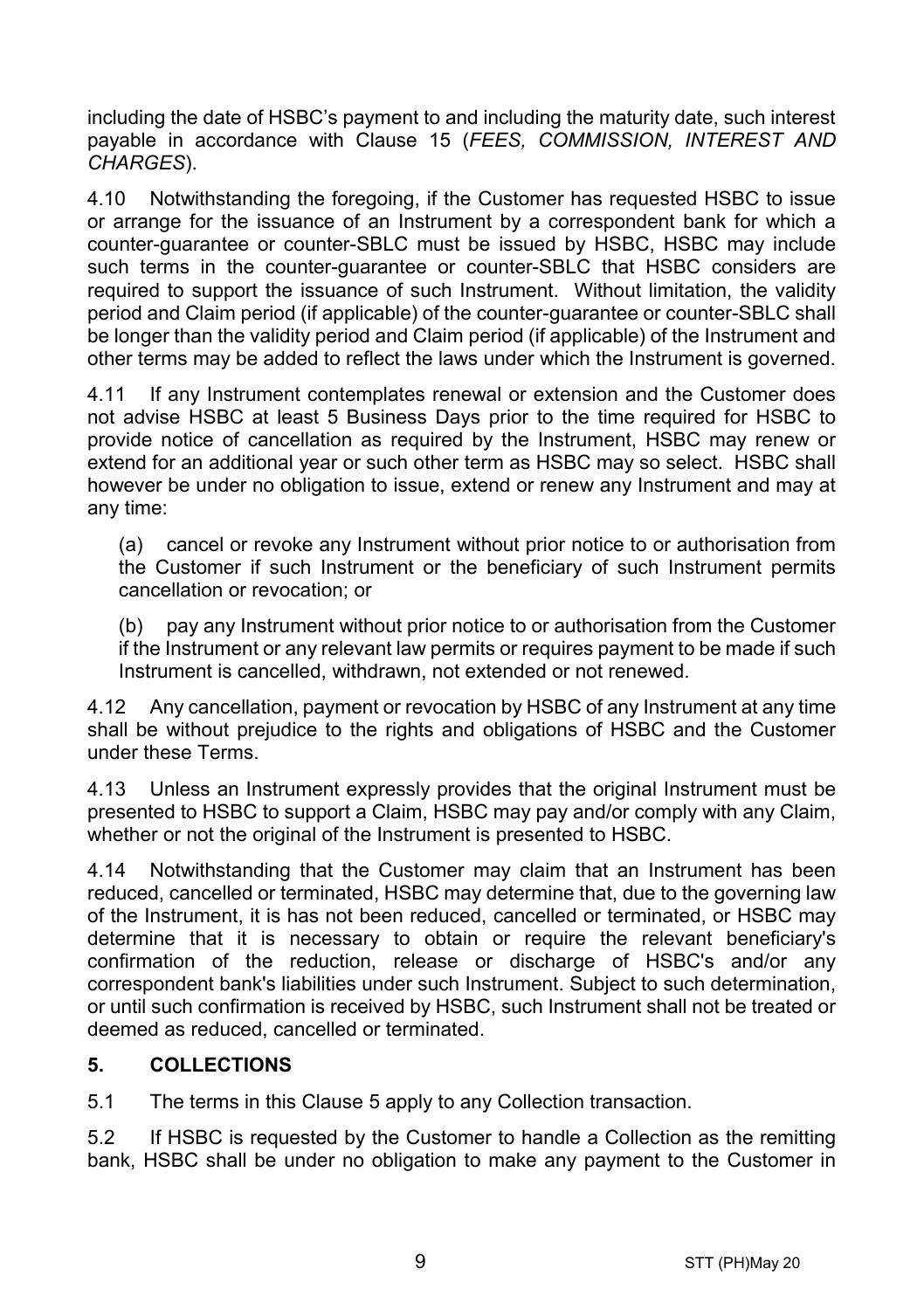including the date of HSBC's payment to and including the maturity date, such interest payable in accordance with Clause 15 (*FEES, COMMISSION, INTEREST AND CHARGES*).

4.10 Notwithstanding the foregoing, if the Customer has requested HSBC to issue or arrange for the issuance of an Instrument by a correspondent bank for which a counter-guarantee or counter-SBLC must be issued by HSBC, HSBC may include such terms in the counter-guarantee or counter-SBLC that HSBC considers are required to support the issuance of such Instrument. Without limitation, the validity period and Claim period (if applicable) of the counter-guarantee or counter-SBLC shall be longer than the validity period and Claim period (if applicable) of the Instrument and other terms may be added to reflect the laws under which the Instrument is governed.

4.11 If any Instrument contemplates renewal or extension and the Customer does not advise HSBC at least 5 Business Days prior to the time required for HSBC to provide notice of cancellation as required by the Instrument, HSBC may renew or extend for an additional year or such other term as HSBC may so select. HSBC shall however be under no obligation to issue, extend or renew any Instrument and may at any time:

(a) cancel or revoke any Instrument without prior notice to or authorisation from the Customer if such Instrument or the beneficiary of such Instrument permits cancellation or revocation; or

(b) pay any Instrument without prior notice to or authorisation from the Customer if the Instrument or any relevant law permits or requires payment to be made if such Instrument is cancelled, withdrawn, not extended or not renewed.

4.12 Any cancellation, payment or revocation by HSBC of any Instrument at any time shall be without prejudice to the rights and obligations of HSBC and the Customer under these Terms.

4.13 Unless an Instrument expressly provides that the original Instrument must be presented to HSBC to support a Claim, HSBC may pay and/or comply with any Claim, whether or not the original of the Instrument is presented to HSBC.

4.14 Notwithstanding that the Customer may claim that an Instrument has been reduced, cancelled or terminated, HSBC may determine that, due to the governing law of the Instrument, it is has not been reduced, cancelled or terminated, or HSBC may determine that it is necessary to obtain or require the relevant beneficiary's confirmation of the reduction, release or discharge of HSBC's and/or any correspondent bank's liabilities under such Instrument. Subject to such determination, or until such confirmation is received by HSBC, such Instrument shall not be treated or deemed as reduced, cancelled or terminated.

## 5. COLLECTIONS

5.1 The terms in this Clause 5 apply to any Collection transaction.

5.2 If HSBC is requested by the Customer to handle a Collection as the remitting bank, HSBC shall be under no obligation to make any payment to the Customer in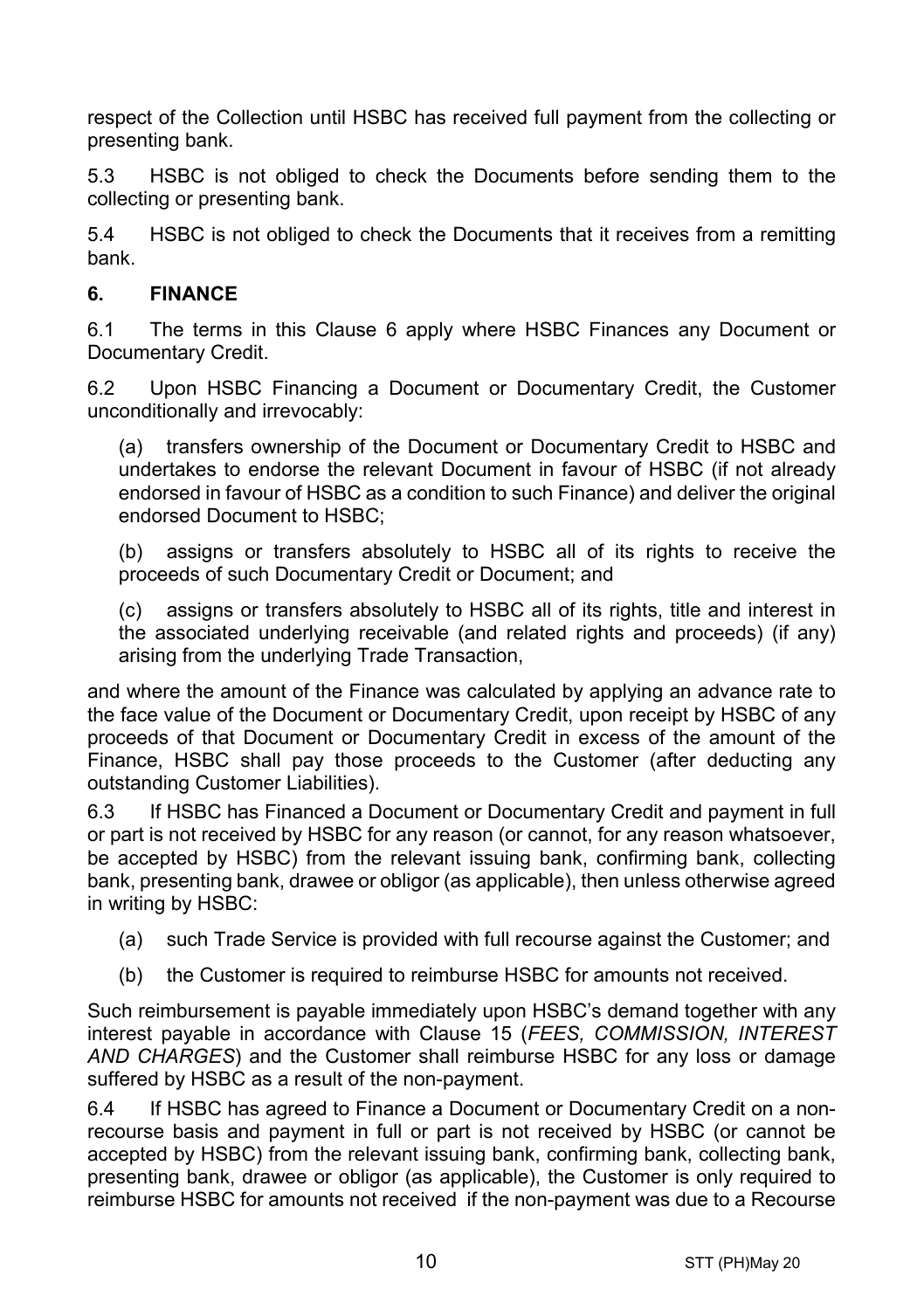respect of the Collection until HSBC has received full payment from the collecting or presenting bank.

5.3 HSBC is not obliged to check the Documents before sending them to the collecting or presenting bank.

5.4 HSBC is not obliged to check the Documents that it receives from a remitting bank.

## 6. FINANCE

6.1 The terms in this Clause 6 apply where HSBC Finances any Document or Documentary Credit.

6.2 Upon HSBC Financing a Document or Documentary Credit, the Customer unconditionally and irrevocably:

(a) transfers ownership of the Document or Documentary Credit to HSBC and undertakes to endorse the relevant Document in favour of HSBC (if not already endorsed in favour of HSBC as a condition to such Finance) and deliver the original endorsed Document to HSBC;

(b) assigns or transfers absolutely to HSBC all of its rights to receive the proceeds of such Documentary Credit or Document; and

(c) assigns or transfers absolutely to HSBC all of its rights, title and interest in the associated underlying receivable (and related rights and proceeds) (if any) arising from the underlying Trade Transaction,

and where the amount of the Finance was calculated by applying an advance rate to the face value of the Document or Documentary Credit, upon receipt by HSBC of any proceeds of that Document or Documentary Credit in excess of the amount of the Finance, HSBC shall pay those proceeds to the Customer (after deducting any outstanding Customer Liabilities).

6.3 If HSBC has Financed a Document or Documentary Credit and payment in full or part is not received by HSBC for any reason (or cannot, for any reason whatsoever, be accepted by HSBC) from the relevant issuing bank, confirming bank, collecting bank, presenting bank, drawee or obligor (as applicable), then unless otherwise agreed in writing by HSBC:

(a) such Trade Service is provided with full recourse against the Customer; and

(b) the Customer is required to reimburse HSBC for amounts not received.

Such reimbursement is payable immediately upon HSBC's demand together with any interest payable in accordance with Clause 15 (*FEES, COMMISSION, INTEREST AND CHARGES*) and the Customer shall reimburse HSBC for any loss or damage suffered by HSBC as a result of the non-payment.

6.4 If HSBC has agreed to Finance a Document or Documentary Credit on a non-recourse basis and payment in full or part is not received by HSBC (or cannot be accepted by HSBC) from the relevant issuing bank, confirming bank, collecting bank, presenting bank, drawee or obligor (as applicable), the Customer is only required to reimburse HSBC for amounts not received if the non-payment was due to a Recourse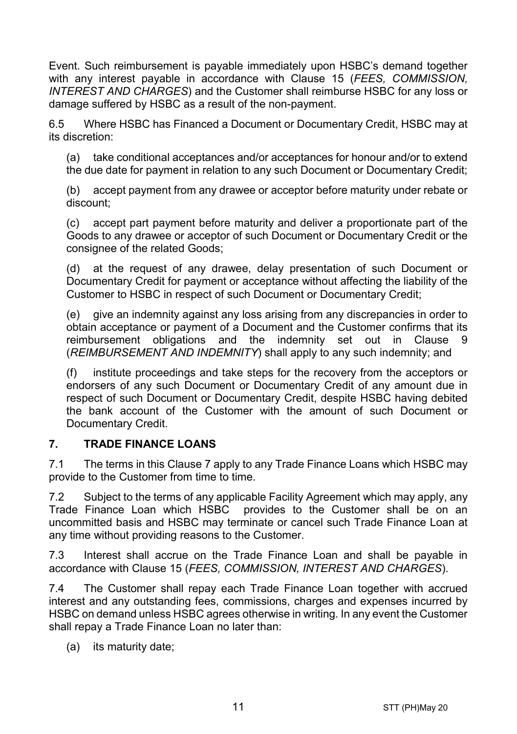Event. Such reimbursement is payable immediately upon HSBC's demand together with any interest payable in accordance with Clause 15 (*FEES, COMMISSION, INTEREST AND CHARGES*) and the Customer shall reimburse HSBC for any loss or damage suffered by HSBC as a result of the non-payment.

6.5 Where HSBC has Financed a Document or Documentary Credit, HSBC may at its discretion:

(a) take conditional acceptances and/or acceptances for honour and/or to extend the due date for payment in relation to any such Document or Documentary Credit;

(b) accept payment from any drawee or acceptor before maturity under rebate or discount;

(c) accept part payment before maturity and deliver a proportionate part of the Goods to any drawee or acceptor of such Document or Documentary Credit or the consignee of the related Goods;

(d) at the request of any drawee, delay presentation of such Document or Documentary Credit for payment or acceptance without affecting the liability of the Customer to HSBC in respect of such Document or Documentary Credit;

(e) give an indemnity against any loss arising from any discrepancies in order to obtain acceptance or payment of a Document and the Customer confirms that its reimbursement obligations and the indemnity set out in Clause 9 (*REIMBURSEMENT AND INDEMNITY*) shall apply to any such indemnity; and

(f) institute proceedings and take steps for the recovery from the acceptors or endorsers of any such Document or Documentary Credit of any amount due in respect of such Document or Documentary Credit, despite HSBC having debited the bank account of the Customer with the amount of such Document or Documentary Credit.

## 7. TRADE FINANCE LOANS

7.1 The terms in this Clause 7 apply to any Trade Finance Loans which HSBC may provide to the Customer from time to time.

7.2 Subject to the terms of any applicable Facility Agreement which may apply, any Trade Finance Loan which HSBC provides to the Customer shall be on an uncommitted basis and HSBC may terminate or cancel such Trade Finance Loan at any time without providing reasons to the Customer.

7.3 Interest shall accrue on the Trade Finance Loan and shall be payable in accordance with Clause 15 (*FEES, COMMISSION, INTEREST AND CHARGES*).

7.4 The Customer shall repay each Trade Finance Loan together with accrued interest and any outstanding fees, commissions, charges and expenses incurred by HSBC on demand unless HSBC agrees otherwise in writing. In any event the Customer shall repay a Trade Finance Loan no later than:

(a) its maturity date;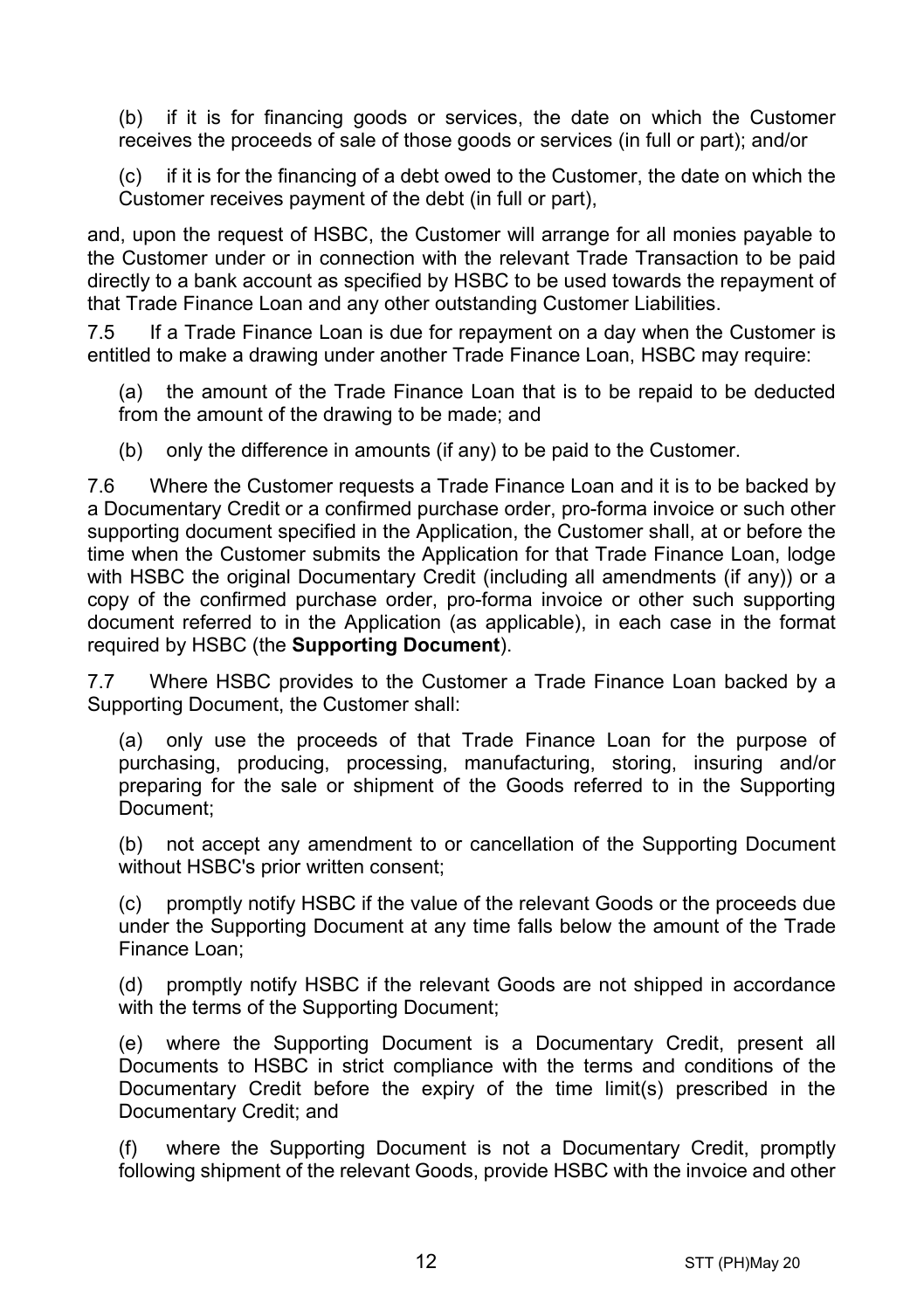(b) if it is for financing goods or services, the date on which the Customer receives the proceeds of sale of those goods or services (in full or part); and/or

(c) if it is for the financing of a debt owed to the Customer, the date on which the Customer receives payment of the debt (in full or part),

and, upon the request of HSBC, the Customer will arrange for all monies payable to the Customer under or in connection with the relevant Trade Transaction to be paid directly to a bank account as specified by HSBC to be used towards the repayment of that Trade Finance Loan and any other outstanding Customer Liabilities.

7.5 If a Trade Finance Loan is due for repayment on a day when the Customer is entitled to make a drawing under another Trade Finance Loan, HSBC may require:

(a) the amount of the Trade Finance Loan that is to be repaid to be deducted from the amount of the drawing to be made; and

(b) only the difference in amounts (if any) to be paid to the Customer.

7.6 Where the Customer requests a Trade Finance Loan and it is to be backed by a Documentary Credit or a confirmed purchase order, pro-forma invoice or such other supporting document specified in the Application, the Customer shall, at or before the time when the Customer submits the Application for that Trade Finance Loan, lodge with HSBC the original Documentary Credit (including all amendments (if any)) or a copy of the confirmed purchase order, pro-forma invoice or other such supporting document referred to in the Application (as applicable), in each case in the format required by HSBC (the **Supporting Document**).

7.7 Where HSBC provides to the Customer a Trade Finance Loan backed by a Supporting Document, the Customer shall:

(a) only use the proceeds of that Trade Finance Loan for the purpose of purchasing, producing, processing, manufacturing, storing, insuring and/or preparing for the sale or shipment of the Goods referred to in the Supporting Document;

(b) not accept any amendment to or cancellation of the Supporting Document without HSBC's prior written consent;

(c) promptly notify HSBC if the value of the relevant Goods or the proceeds due under the Supporting Document at any time falls below the amount of the Trade Finance Loan;

(d) promptly notify HSBC if the relevant Goods are not shipped in accordance with the terms of the Supporting Document;

(e) where the Supporting Document is a Documentary Credit, present all Documents to HSBC in strict compliance with the terms and conditions of the Documentary Credit before the expiry of the time limit(s) prescribed in the Documentary Credit; and

(f) where the Supporting Document is not a Documentary Credit, promptly following shipment of the relevant Goods, provide HSBC with the invoice and other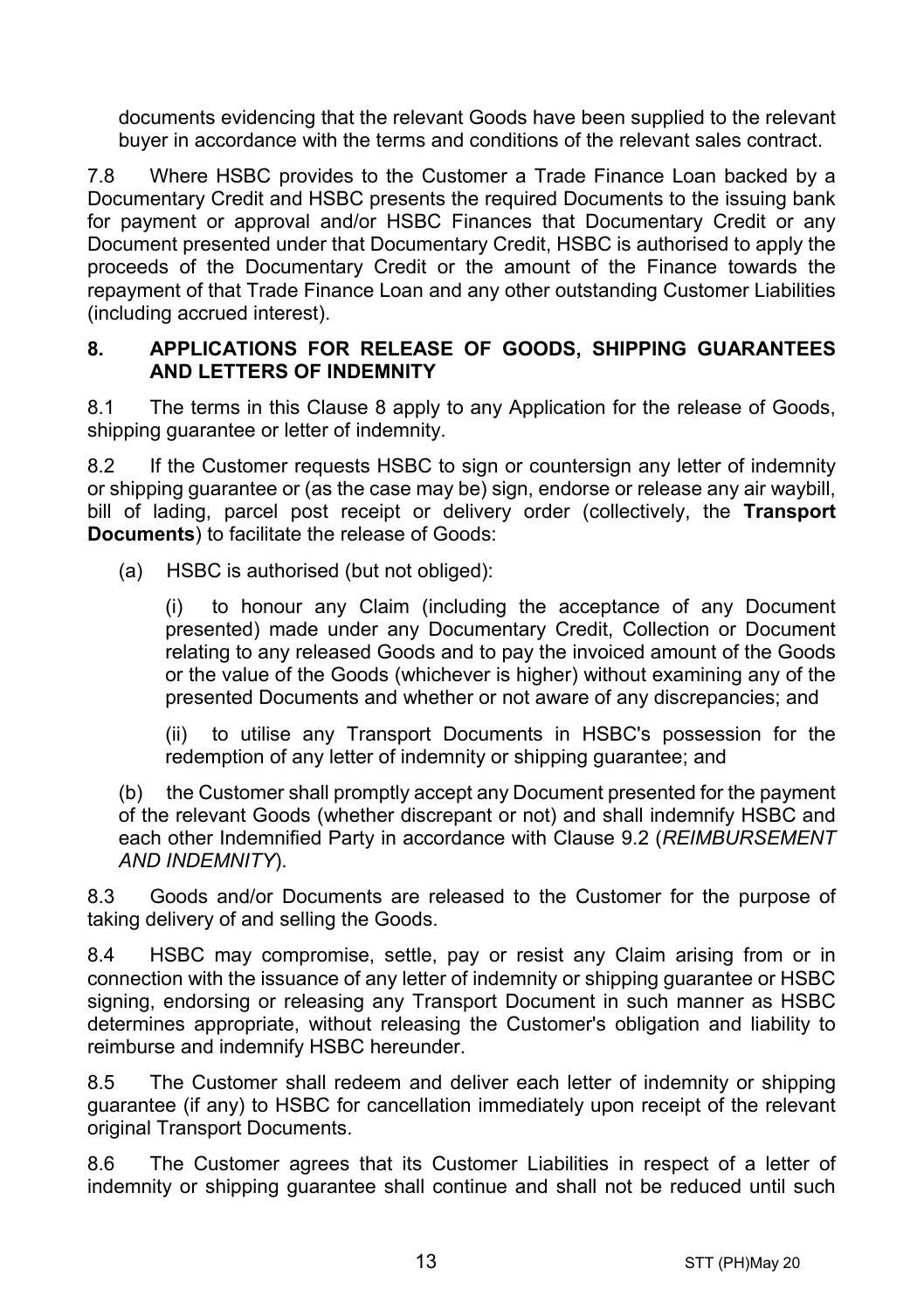documents evidencing that the relevant Goods have been supplied to the relevant buyer in accordance with the terms and conditions of the relevant sales contract.

7.8 Where HSBC provides to the Customer a Trade Finance Loan backed by a Documentary Credit and HSBC presents the required Documents to the issuing bank for payment or approval and/or HSBC Finances that Documentary Credit or any Document presented under that Documentary Credit, HSBC is authorised to apply the proceeds of the Documentary Credit or the amount of the Finance towards the repayment of that Trade Finance Loan and any other outstanding Customer Liabilities (including accrued interest).

## 8. APPLICATIONS FOR RELEASE OF GOODS, SHIPPING GUARANTEES AND LETTERS OF INDEMNITY

8.1 The terms in this Clause 8 apply to any Application for the release of Goods, shipping guarantee or letter of indemnity.

8.2 If the Customer requests HSBC to sign or countersign any letter of indemnity or shipping guarantee or (as the case may be) sign, endorse or release any air waybill, bill of lading, parcel post receipt or delivery order (collectively, the **Transport Documents**) to facilitate the release of Goods:

(a) HSBC is authorised (but not obliged):

(i) to honour any Claim (including the acceptance of any Document presented) made under any Documentary Credit, Collection or Document relating to any released Goods and to pay the invoiced amount of the Goods or the value of the Goods (whichever is higher) without examining any of the presented Documents and whether or not aware of any discrepancies; and

(ii) to utilise any Transport Documents in HSBC's possession for the redemption of any letter of indemnity or shipping guarantee; and

(b) the Customer shall promptly accept any Document presented for the payment of the relevant Goods (whether discrepant or not) and shall indemnify HSBC and each other Indemnified Party in accordance with Clause 9.2 (*REIMBURSEMENT AND INDEMNITY*).

8.3 Goods and/or Documents are released to the Customer for the purpose of taking delivery of and selling the Goods.

8.4 HSBC may compromise, settle, pay or resist any Claim arising from or in connection with the issuance of any letter of indemnity or shipping guarantee or HSBC signing, endorsing or releasing any Transport Document in such manner as HSBC determines appropriate, without releasing the Customer's obligation and liability to reimburse and indemnify HSBC hereunder.

8.5 The Customer shall redeem and deliver each letter of indemnity or shipping guarantee (if any) to HSBC for cancellation immediately upon receipt of the relevant original Transport Documents.

8.6 The Customer agrees that its Customer Liabilities in respect of a letter of indemnity or shipping guarantee shall continue and shall not be reduced until such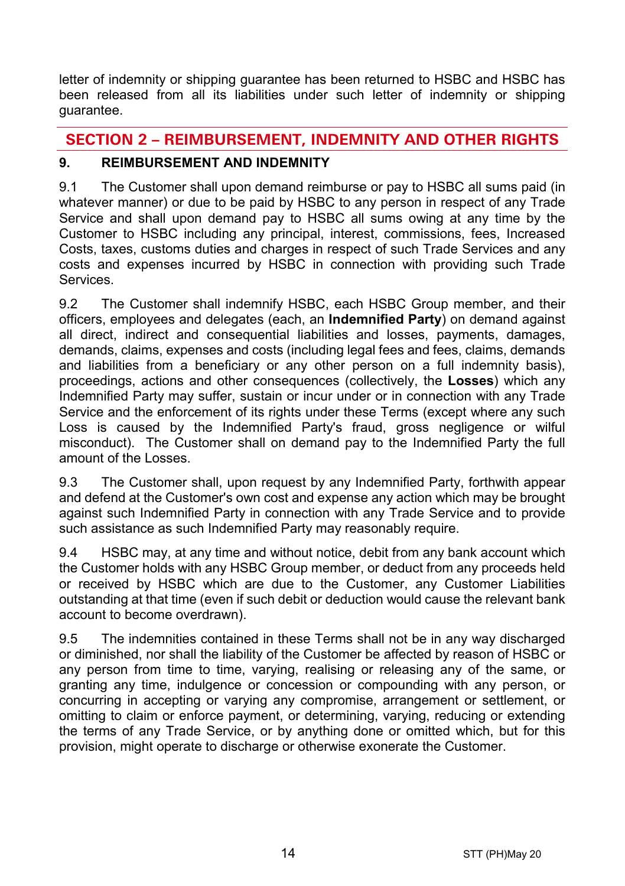letter of indemnity or shipping guarantee has been returned to HSBC and HSBC has been released from all its liabilities under such letter of indemnity or shipping guarantee.

## SECTION 2 – REIMBURSEMENT, INDEMNITY AND OTHER RIGHTS

### 9. REIMBURSEMENT AND INDEMNITY

9.1 The Customer shall upon demand reimburse or pay to HSBC all sums paid (in whatever manner) or due to be paid by HSBC to any person in respect of any Trade Service and shall upon demand pay to HSBC all sums owing at any time by the Customer to HSBC including any principal, interest, commissions, fees, Increased Costs, taxes, customs duties and charges in respect of such Trade Services and any costs and expenses incurred by HSBC in connection with providing such Trade Services.

9.2 The Customer shall indemnify HSBC, each HSBC Group member, and their officers, employees and delegates (each, an **Indemnified Party**) on demand against all direct, indirect and consequential liabilities and losses, payments, damages, demands, claims, expenses and costs (including legal fees and fees, claims, demands and liabilities from a beneficiary or any other person on a full indemnity basis), proceedings, actions and other consequences (collectively, the **Losses**) which any Indemnified Party may suffer, sustain or incur under or in connection with any Trade Service and the enforcement of its rights under these Terms (except where any such Loss is caused by the Indemnified Party's fraud, gross negligence or wilful misconduct). The Customer shall on demand pay to the Indemnified Party the full amount of the Losses.

9.3 The Customer shall, upon request by any Indemnified Party, forthwith appear and defend at the Customer's own cost and expense any action which may be brought against such Indemnified Party in connection with any Trade Service and to provide such assistance as such Indemnified Party may reasonably require.

9.4 HSBC may, at any time and without notice, debit from any bank account which the Customer holds with any HSBC Group member, or deduct from any proceeds held or received by HSBC which are due to the Customer, any Customer Liabilities outstanding at that time (even if such debit or deduction would cause the relevant bank account to become overdrawn).

9.5 The indemnities contained in these Terms shall not be in any way discharged or diminished, nor shall the liability of the Customer be affected by reason of HSBC or any person from time to time, varying, realising or releasing any of the same, or granting any time, indulgence or concession or compounding with any person, or concurring in accepting or varying any compromise, arrangement or settlement, or omitting to claim or enforce payment, or determining, varying, reducing or extending the terms of any Trade Service, or by anything done or omitted which, but for this provision, might operate to discharge or otherwise exonerate the Customer.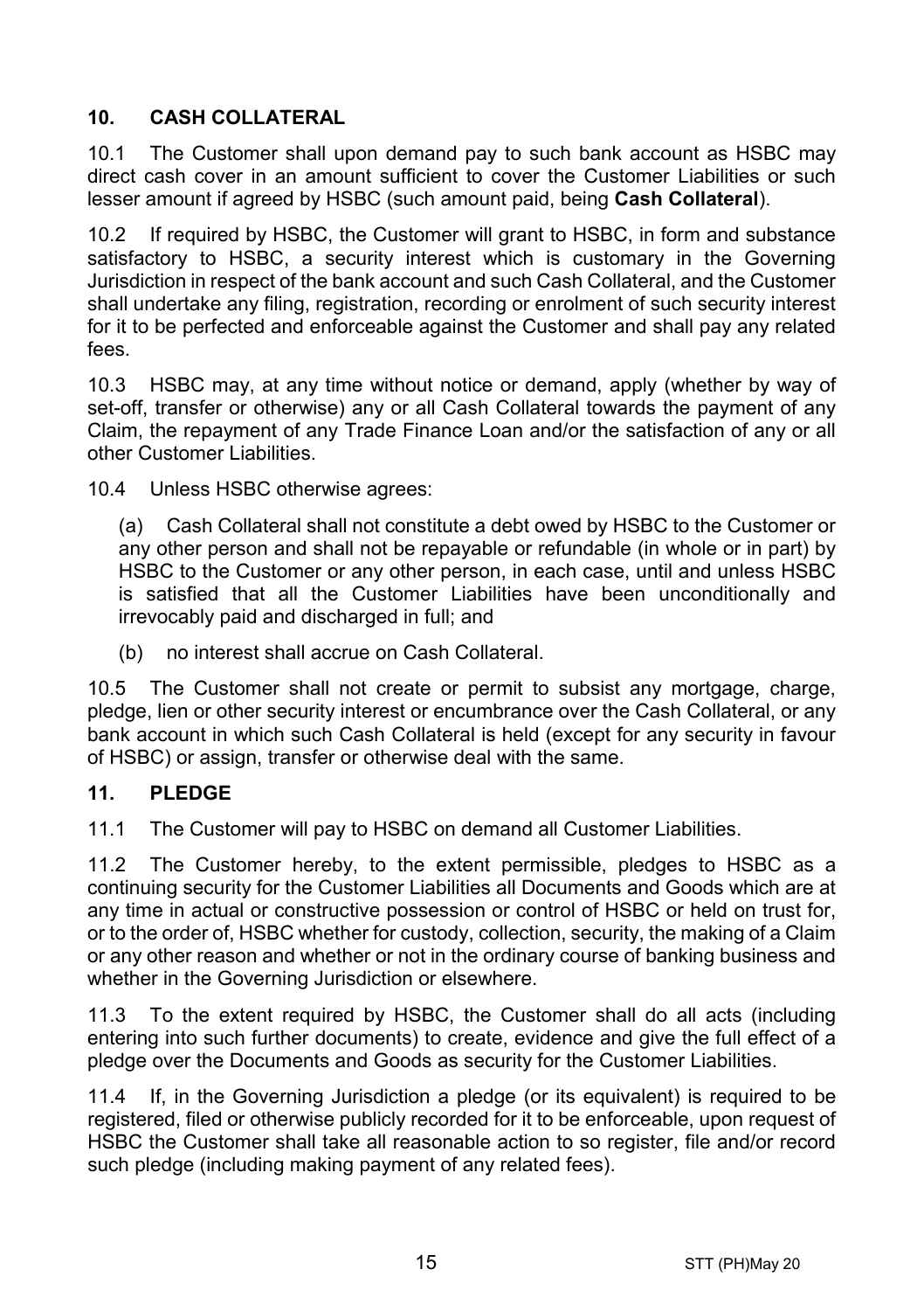## 10. CASH COLLATERAL

10.1 The Customer shall upon demand pay to such bank account as HSBC may direct cash cover in an amount sufficient to cover the Customer Liabilities or such lesser amount if agreed by HSBC (such amount paid, being **Cash Collateral**).

10.2 If required by HSBC, the Customer will grant to HSBC, in form and substance satisfactory to HSBC, a security interest which is customary in the Governing Jurisdiction in respect of the bank account and such Cash Collateral, and the Customer shall undertake any filing, registration, recording or enrolment of such security interest for it to be perfected and enforceable against the Customer and shall pay any related fees.

10.3 HSBC may, at any time without notice or demand, apply (whether by way of set-off, transfer or otherwise) any or all Cash Collateral towards the payment of any Claim, the repayment of any Trade Finance Loan and/or the satisfaction of any or all other Customer Liabilities.

10.4 Unless HSBC otherwise agrees:

(a) Cash Collateral shall not constitute a debt owed by HSBC to the Customer or any other person and shall not be repayable or refundable (in whole or in part) by HSBC to the Customer or any other person, in each case, until and unless HSBC is satisfied that all the Customer Liabilities have been unconditionally and irrevocably paid and discharged in full; and

(b) no interest shall accrue on Cash Collateral.

10.5 The Customer shall not create or permit to subsist any mortgage, charge, pledge, lien or other security interest or encumbrance over the Cash Collateral, or any bank account in which such Cash Collateral is held (except for any security in favour of HSBC) or assign, transfer or otherwise deal with the same.

## 11. PLEDGE

11.1 The Customer will pay to HSBC on demand all Customer Liabilities.

11.2 The Customer hereby, to the extent permissible, pledges to HSBC as a continuing security for the Customer Liabilities all Documents and Goods which are at any time in actual or constructive possession or control of HSBC or held on trust for, or to the order of, HSBC whether for custody, collection, security, the making of a Claim or any other reason and whether or not in the ordinary course of banking business and whether in the Governing Jurisdiction or elsewhere.

11.3 To the extent required by HSBC, the Customer shall do all acts (including entering into such further documents) to create, evidence and give the full effect of a pledge over the Documents and Goods as security for the Customer Liabilities.

11.4 If, in the Governing Jurisdiction a pledge (or its equivalent) is required to be registered, filed or otherwise publicly recorded for it to be enforceable, upon request of HSBC the Customer shall take all reasonable action to so register, file and/or record such pledge (including making payment of any related fees).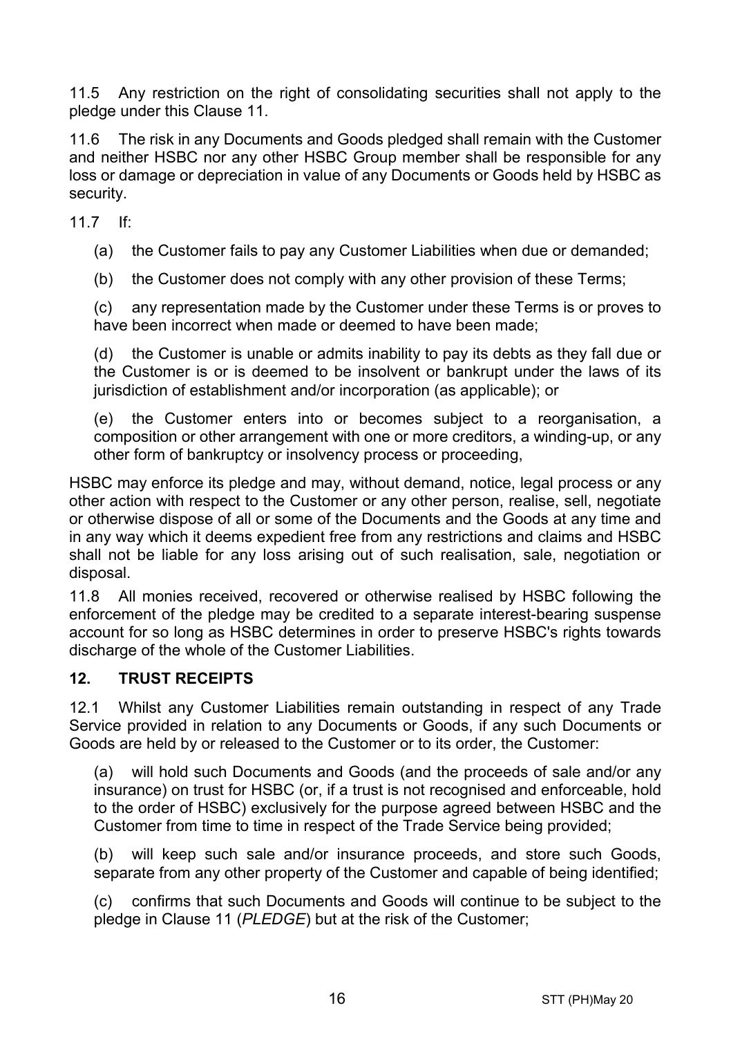11.5 Any restriction on the right of consolidating securities shall not apply to the pledge under this Clause 11.

11.6 The risk in any Documents and Goods pledged shall remain with the Customer and neither HSBC nor any other HSBC Group member shall be responsible for any loss or damage or depreciation in value of any Documents or Goods held by HSBC as security.

11.7 If:

(a) the Customer fails to pay any Customer Liabilities when due or demanded;

(b) the Customer does not comply with any other provision of these Terms;

(c) any representation made by the Customer under these Terms is or proves to have been incorrect when made or deemed to have been made;

(d) the Customer is unable or admits inability to pay its debts as they fall due or the Customer is or is deemed to be insolvent or bankrupt under the laws of its jurisdiction of establishment and/or incorporation (as applicable); or

(e) the Customer enters into or becomes subject to a reorganisation, a composition or other arrangement with one or more creditors, a winding-up, or any other form of bankruptcy or insolvency process or proceeding,

HSBC may enforce its pledge and may, without demand, notice, legal process or any other action with respect to the Customer or any other person, realise, sell, negotiate or otherwise dispose of all or some of the Documents and the Goods at any time and in any way which it deems expedient free from any restrictions and claims and HSBC shall not be liable for any loss arising out of such realisation, sale, negotiation or disposal.

11.8 All monies received, recovered or otherwise realised by HSBC following the enforcement of the pledge may be credited to a separate interest-bearing suspense account for so long as HSBC determines in order to preserve HSBC's rights towards discharge of the whole of the Customer Liabilities.

## 12. TRUST RECEIPTS

12.1 Whilst any Customer Liabilities remain outstanding in respect of any Trade Service provided in relation to any Documents or Goods, if any such Documents or Goods are held by or released to the Customer or to its order, the Customer:

(a) will hold such Documents and Goods (and the proceeds of sale and/or any insurance) on trust for HSBC (or, if a trust is not recognised and enforceable, hold to the order of HSBC) exclusively for the purpose agreed between HSBC and the Customer from time to time in respect of the Trade Service being provided;

(b) will keep such sale and/or insurance proceeds, and store such Goods, separate from any other property of the Customer and capable of being identified;

(c) confirms that such Documents and Goods will continue to be subject to the pledge in Clause 11 (*PLEDGE*) but at the risk of the Customer;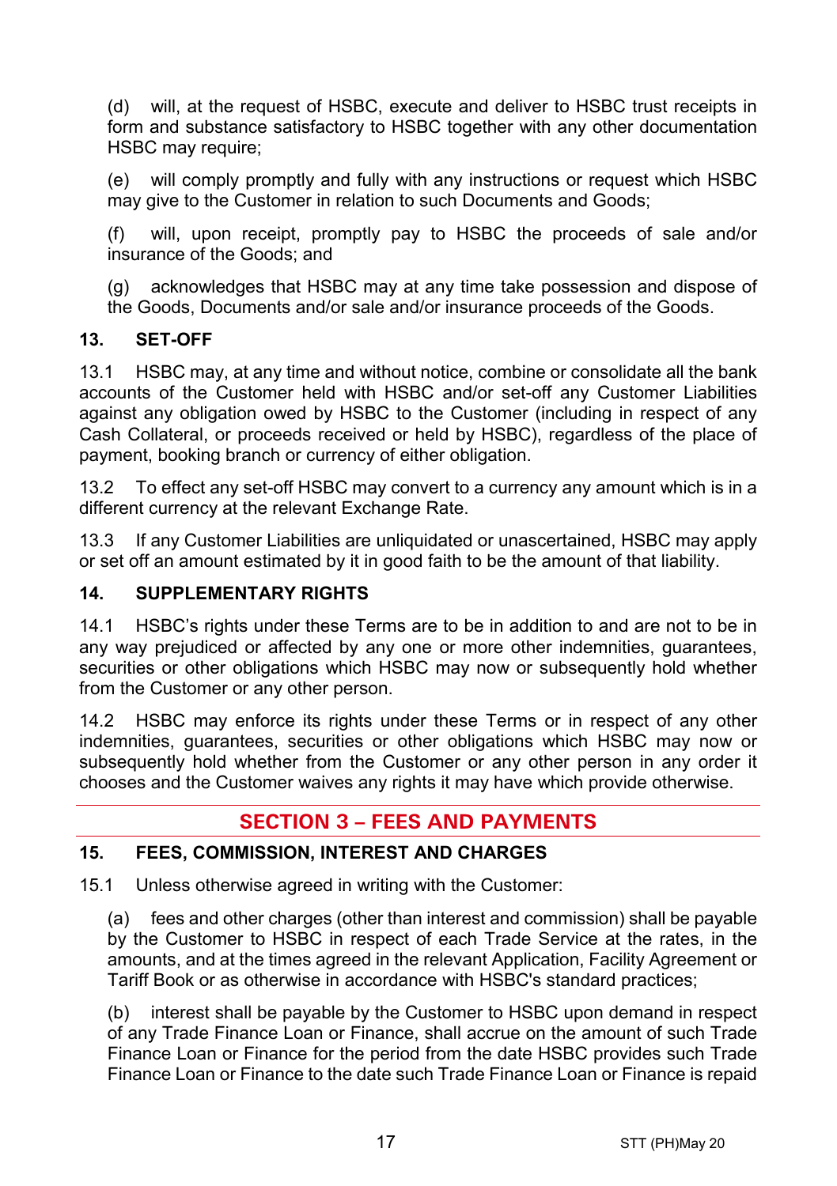(d) will, at the request of HSBC, execute and deliver to HSBC trust receipts in form and substance satisfactory to HSBC together with any other documentation HSBC may require;

(e) will comply promptly and fully with any instructions or request which HSBC may give to the Customer in relation to such Documents and Goods;

(f) will, upon receipt, promptly pay to HSBC the proceeds of sale and/or insurance of the Goods; and

(g) acknowledges that HSBC may at any time take possession and dispose of the Goods, Documents and/or sale and/or insurance proceeds of the Goods.

### 13. SET-OFF

13.1 HSBC may, at any time and without notice, combine or consolidate all the bank accounts of the Customer held with HSBC and/or set-off any Customer Liabilities against any obligation owed by HSBC to the Customer (including in respect of any Cash Collateral, or proceeds received or held by HSBC), regardless of the place of payment, booking branch or currency of either obligation.

13.2 To effect any set-off HSBC may convert to a currency any amount which is in a different currency at the relevant Exchange Rate.

13.3 If any Customer Liabilities are unliquidated or unascertained, HSBC may apply or set off an amount estimated by it in good faith to be the amount of that liability.

### 14. SUPPLEMENTARY RIGHTS

14.1 HSBC's rights under these Terms are to be in addition to and are not to be in any way prejudiced or affected by any one or more other indemnities, guarantees, securities or other obligations which HSBC may now or subsequently hold whether from the Customer or any other person.

14.2 HSBC may enforce its rights under these Terms or in respect of any other indemnities, guarantees, securities or other obligations which HSBC may now or subsequently hold whether from the Customer or any other person in any order it chooses and the Customer waives any rights it may have which provide otherwise.

## SECTION 3 – FEES AND PAYMENTS

### 15. FEES, COMMISSION, INTEREST AND CHARGES

15.1 Unless otherwise agreed in writing with the Customer:

(a) fees and other charges (other than interest and commission) shall be payable by the Customer to HSBC in respect of each Trade Service at the rates, in the amounts, and at the times agreed in the relevant Application, Facility Agreement or Tariff Book or as otherwise in accordance with HSBC's standard practices;

(b) interest shall be payable by the Customer to HSBC upon demand in respect of any Trade Finance Loan or Finance, shall accrue on the amount of such Trade Finance Loan or Finance for the period from the date HSBC provides such Trade Finance Loan or Finance to the date such Trade Finance Loan or Finance is repaid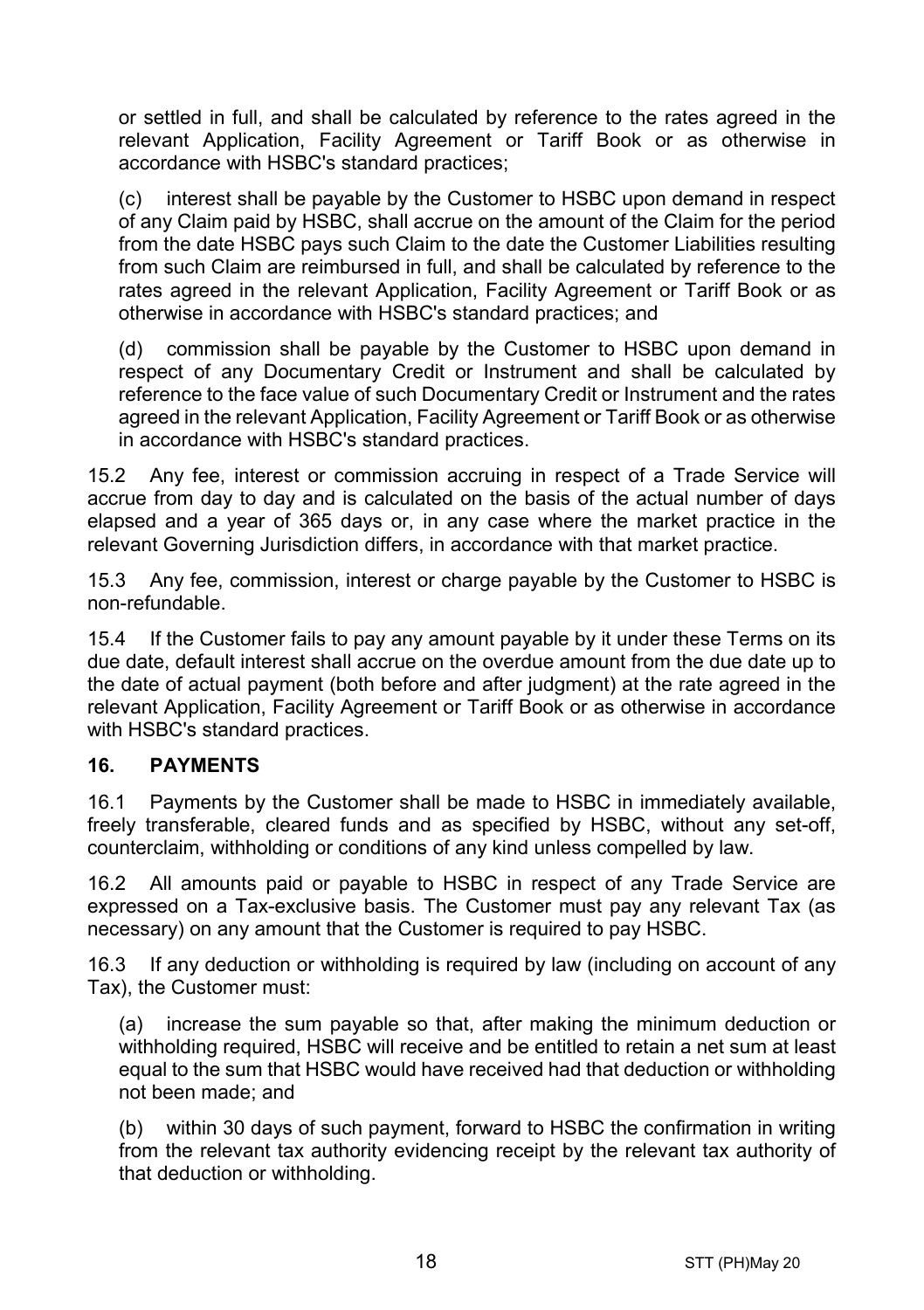or settled in full, and shall be calculated by reference to the rates agreed in the relevant Application, Facility Agreement or Tariff Book or as otherwise in accordance with HSBC's standard practices;

(c) interest shall be payable by the Customer to HSBC upon demand in respect of any Claim paid by HSBC, shall accrue on the amount of the Claim for the period from the date HSBC pays such Claim to the date the Customer Liabilities resulting from such Claim are reimbursed in full, and shall be calculated by reference to the rates agreed in the relevant Application, Facility Agreement or Tariff Book or as otherwise in accordance with HSBC's standard practices; and

(d) commission shall be payable by the Customer to HSBC upon demand in respect of any Documentary Credit or Instrument and shall be calculated by reference to the face value of such Documentary Credit or Instrument and the rates agreed in the relevant Application, Facility Agreement or Tariff Book or as otherwise in accordance with HSBC's standard practices.

15.2 Any fee, interest or commission accruing in respect of a Trade Service will accrue from day to day and is calculated on the basis of the actual number of days elapsed and a year of 365 days or, in any case where the market practice in the relevant Governing Jurisdiction differs, in accordance with that market practice.

15.3 Any fee, commission, interest or charge payable by the Customer to HSBC is non-refundable.

15.4 If the Customer fails to pay any amount payable by it under these Terms on its due date, default interest shall accrue on the overdue amount from the due date up to the date of actual payment (both before and after judgment) at the rate agreed in the relevant Application, Facility Agreement or Tariff Book or as otherwise in accordance with HSBC's standard practices.

## 16. PAYMENTS

16.1 Payments by the Customer shall be made to HSBC in immediately available, freely transferable, cleared funds and as specified by HSBC, without any set-off, counterclaim, withholding or conditions of any kind unless compelled by law.

16.2 All amounts paid or payable to HSBC in respect of any Trade Service are expressed on a Tax-exclusive basis. The Customer must pay any relevant Tax (as necessary) on any amount that the Customer is required to pay HSBC.

16.3 If any deduction or withholding is required by law (including on account of any Tax), the Customer must:

(a) increase the sum payable so that, after making the minimum deduction or withholding required, HSBC will receive and be entitled to retain a net sum at least equal to the sum that HSBC would have received had that deduction or withholding not been made; and

(b) within 30 days of such payment, forward to HSBC the confirmation in writing from the relevant tax authority evidencing receipt by the relevant tax authority of that deduction or withholding.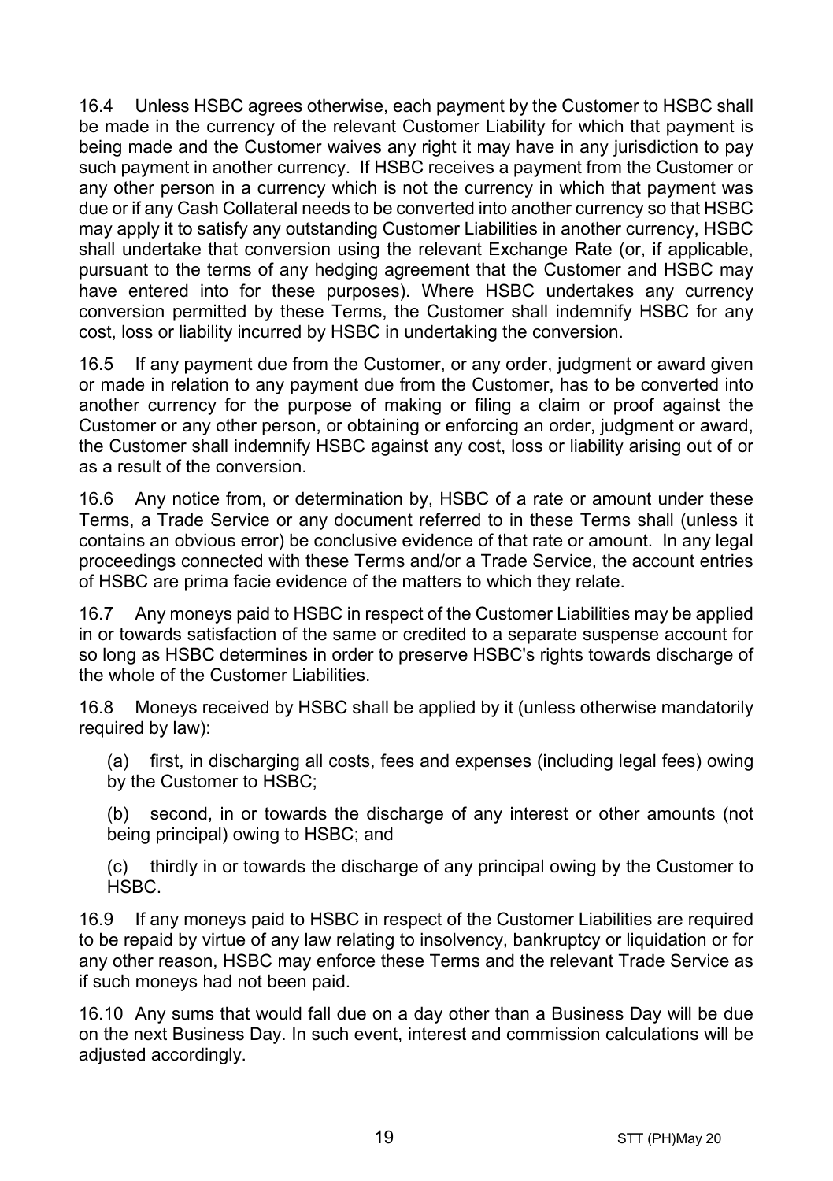16.4 Unless HSBC agrees otherwise, each payment by the Customer to HSBC shall be made in the currency of the relevant Customer Liability for which that payment is being made and the Customer waives any right it may have in any jurisdiction to pay such payment in another currency. If HSBC receives a payment from the Customer or any other person in a currency which is not the currency in which that payment was due or if any Cash Collateral needs to be converted into another currency so that HSBC may apply it to satisfy any outstanding Customer Liabilities in another currency, HSBC shall undertake that conversion using the relevant Exchange Rate (or, if applicable, pursuant to the terms of any hedging agreement that the Customer and HSBC may have entered into for these purposes). Where HSBC undertakes any currency conversion permitted by these Terms, the Customer shall indemnify HSBC for any cost, loss or liability incurred by HSBC in undertaking the conversion.

16.5 If any payment due from the Customer, or any order, judgment or award given or made in relation to any payment due from the Customer, has to be converted into another currency for the purpose of making or filing a claim or proof against the Customer or any other person, or obtaining or enforcing an order, judgment or award, the Customer shall indemnify HSBC against any cost, loss or liability arising out of or as a result of the conversion.

16.6 Any notice from, or determination by, HSBC of a rate or amount under these Terms, a Trade Service or any document referred to in these Terms shall (unless it contains an obvious error) be conclusive evidence of that rate or amount. In any legal proceedings connected with these Terms and/or a Trade Service, the account entries of HSBC are prima facie evidence of the matters to which they relate.

16.7 Any moneys paid to HSBC in respect of the Customer Liabilities may be applied in or towards satisfaction of the same or credited to a separate suspense account for so long as HSBC determines in order to preserve HSBC's rights towards discharge of the whole of the Customer Liabilities.

16.8 Moneys received by HSBC shall be applied by it (unless otherwise mandatorily required by law):

(a) first, in discharging all costs, fees and expenses (including legal fees) owing by the Customer to HSBC;

(b) second, in or towards the discharge of any interest or other amounts (not being principal) owing to HSBC; and

(c) thirdly in or towards the discharge of any principal owing by the Customer to HSBC.

16.9 If any moneys paid to HSBC in respect of the Customer Liabilities are required to be repaid by virtue of any law relating to insolvency, bankruptcy or liquidation or for any other reason, HSBC may enforce these Terms and the relevant Trade Service as if such moneys had not been paid.

16.10 Any sums that would fall due on a day other than a Business Day will be due on the next Business Day. In such event, interest and commission calculations will be adjusted accordingly.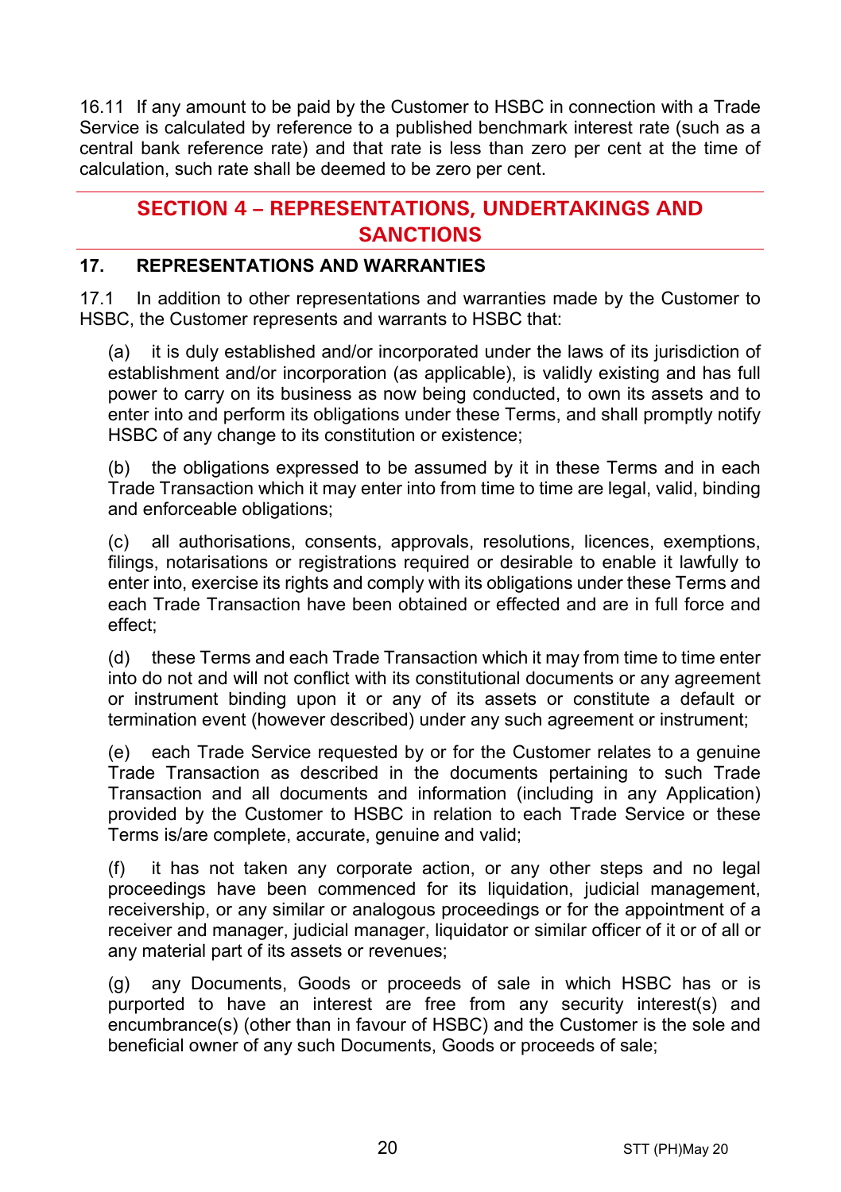16.11 If any amount to be paid by the Customer to HSBC in connection with a Trade Service is calculated by reference to a published benchmark interest rate (such as a central bank reference rate) and that rate is less than zero per cent at the time of calculation, such rate shall be deemed to be zero per cent.

## SECTION 4 – REPRESENTATIONS, UNDERTAKINGS AND SANCTIONS

### 17. REPRESENTATIONS AND WARRANTIES

17.1 In addition to other representations and warranties made by the Customer to HSBC, the Customer represents and warrants to HSBC that:

(a) it is duly established and/or incorporated under the laws of its jurisdiction of establishment and/or incorporation (as applicable), is validly existing and has full power to carry on its business as now being conducted, to own its assets and to enter into and perform its obligations under these Terms, and shall promptly notify HSBC of any change to its constitution or existence;

(b) the obligations expressed to be assumed by it in these Terms and in each Trade Transaction which it may enter into from time to time are legal, valid, binding and enforceable obligations;

(c) all authorisations, consents, approvals, resolutions, licences, exemptions, filings, notarisations or registrations required or desirable to enable it lawfully to enter into, exercise its rights and comply with its obligations under these Terms and each Trade Transaction have been obtained or effected and are in full force and effect;

(d) these Terms and each Trade Transaction which it may from time to time enter into do not and will not conflict with its constitutional documents or any agreement or instrument binding upon it or any of its assets or constitute a default or termination event (however described) under any such agreement or instrument;

(e) each Trade Service requested by or for the Customer relates to a genuine Trade Transaction as described in the documents pertaining to such Trade Transaction and all documents and information (including in any Application) provided by the Customer to HSBC in relation to each Trade Service or these Terms is/are complete, accurate, genuine and valid;

(f) it has not taken any corporate action, or any other steps and no legal proceedings have been commenced for its liquidation, judicial management, receivership, or any similar or analogous proceedings or for the appointment of a receiver and manager, judicial manager, liquidator or similar officer of it or of all or any material part of its assets or revenues;

(g) any Documents, Goods or proceeds of sale in which HSBC has or is purported to have an interest are free from any security interest(s) and encumbrance(s) (other than in favour of HSBC) and the Customer is the sole and beneficial owner of any such Documents, Goods or proceeds of sale;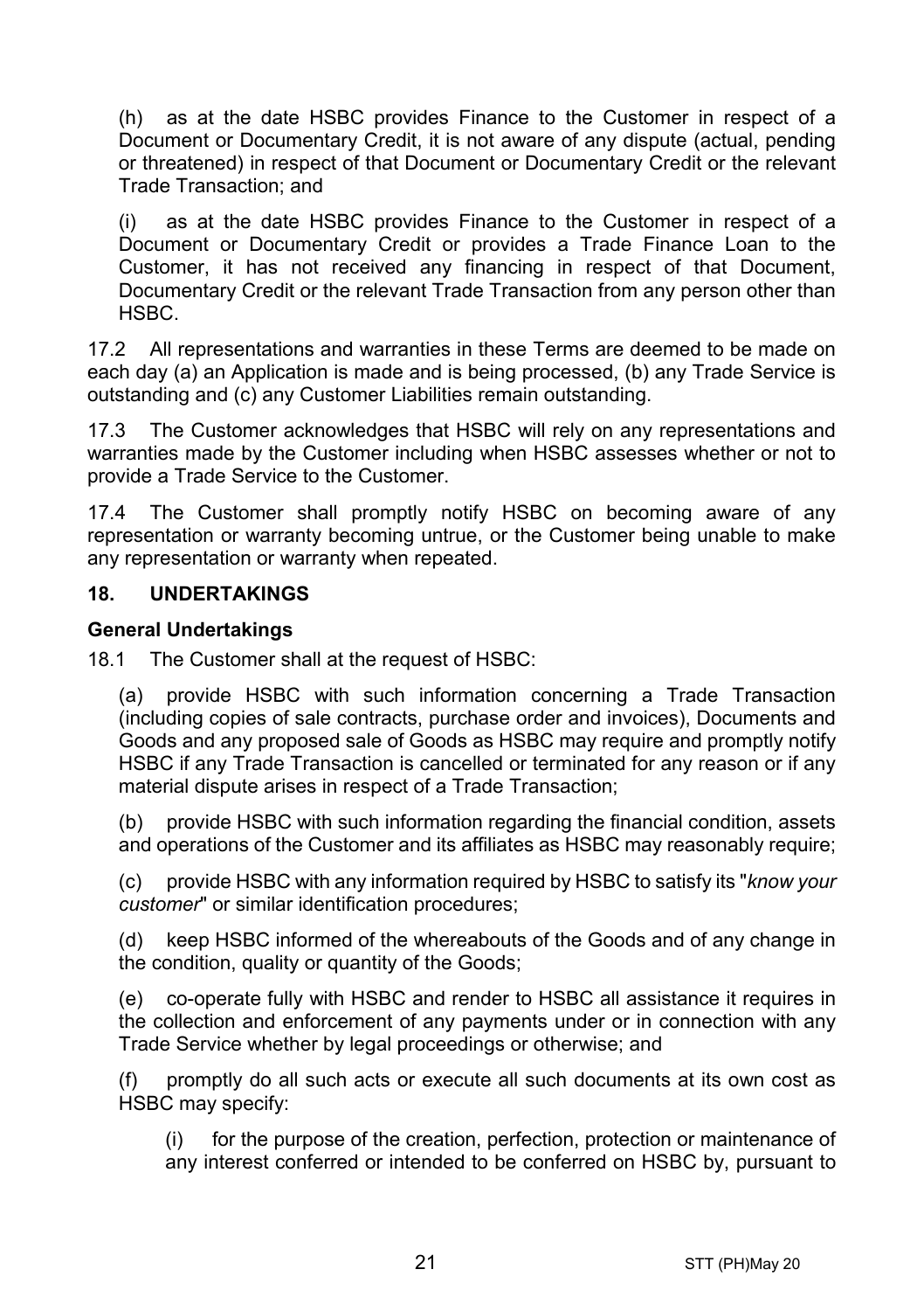(h) as at the date HSBC provides Finance to the Customer in respect of a Document or Documentary Credit, it is not aware of any dispute (actual, pending or threatened) in respect of that Document or Documentary Credit or the relevant Trade Transaction; and

(i) as at the date HSBC provides Finance to the Customer in respect of a Document or Documentary Credit or provides a Trade Finance Loan to the Customer, it has not received any financing in respect of that Document, Documentary Credit or the relevant Trade Transaction from any person other than HSBC.

17.2 All representations and warranties in these Terms are deemed to be made on each day (a) an Application is made and is being processed, (b) any Trade Service is outstanding and (c) any Customer Liabilities remain outstanding.

17.3 The Customer acknowledges that HSBC will rely on any representations and warranties made by the Customer including when HSBC assesses whether or not to provide a Trade Service to the Customer.

17.4 The Customer shall promptly notify HSBC on becoming aware of any representation or warranty becoming untrue, or the Customer being unable to make any representation or warranty when repeated.

## 18. UNDERTAKINGS

### General Undertakings

18.1 The Customer shall at the request of HSBC:

(a) provide HSBC with such information concerning a Trade Transaction (including copies of sale contracts, purchase order and invoices), Documents and Goods and any proposed sale of Goods as HSBC may require and promptly notify HSBC if any Trade Transaction is cancelled or terminated for any reason or if any material dispute arises in respect of a Trade Transaction;

(b) provide HSBC with such information regarding the financial condition, assets and operations of the Customer and its affiliates as HSBC may reasonably require;

(c) provide HSBC with any information required by HSBC to satisfy its "*know your customer*" or similar identification procedures;

(d) keep HSBC informed of the whereabouts of the Goods and of any change in the condition, quality or quantity of the Goods;

(e) co-operate fully with HSBC and render to HSBC all assistance it requires in the collection and enforcement of any payments under or in connection with any Trade Service whether by legal proceedings or otherwise; and

(f) promptly do all such acts or execute all such documents at its own cost as HSBC may specify:

(i) for the purpose of the creation, perfection, protection or maintenance of any interest conferred or intended to be conferred on HSBC by, pursuant to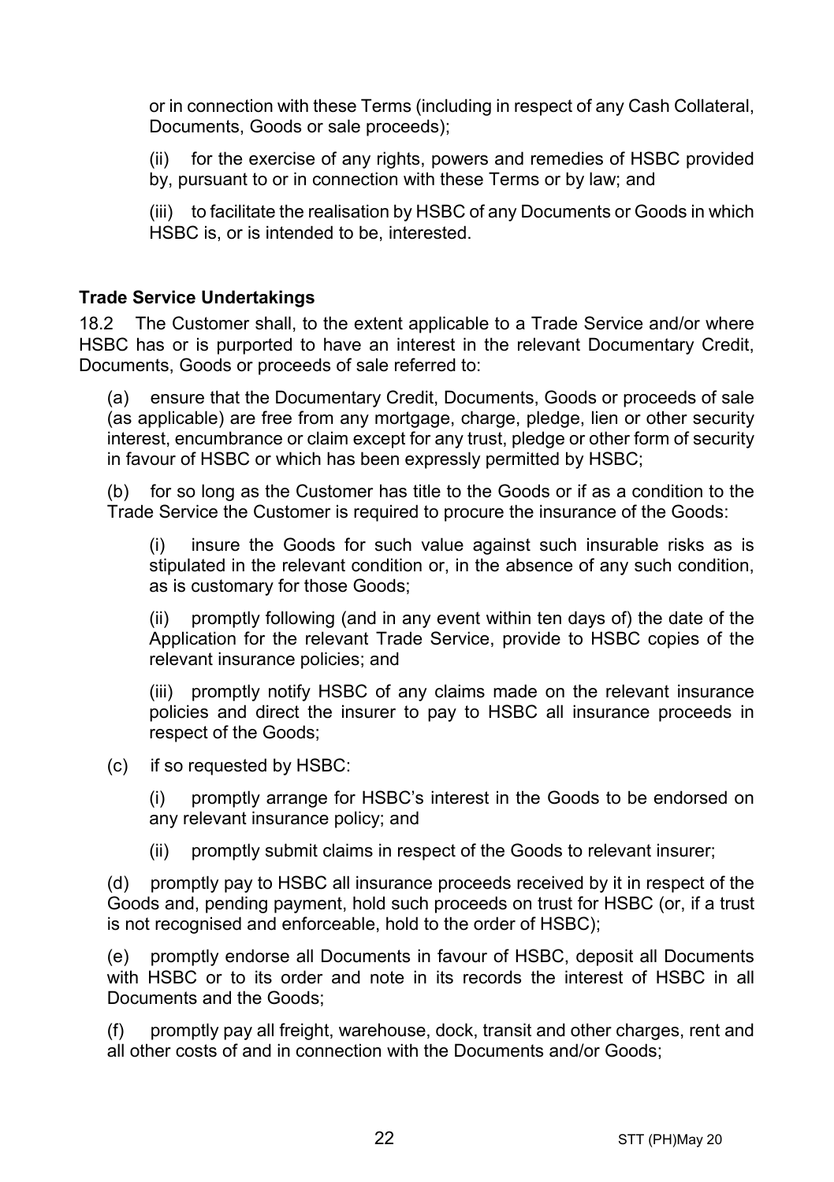or in connection with these Terms (including in respect of any Cash Collateral, Documents, Goods or sale proceeds);

(ii) for the exercise of any rights, powers and remedies of HSBC provided by, pursuant to or in connection with these Terms or by law; and

(iii) to facilitate the realisation by HSBC of any Documents or Goods in which HSBC is, or is intended to be, interested.

**Trade Service Undertakings**

18.2 The Customer shall, to the extent applicable to a Trade Service and/or where HSBC has or is purported to have an interest in the relevant Documentary Credit, Documents, Goods or proceeds of sale referred to:

(a) ensure that the Documentary Credit, Documents, Goods or proceeds of sale (as applicable) are free from any mortgage, charge, pledge, lien or other security interest, encumbrance or claim except for any trust, pledge or other form of security in favour of HSBC or which has been expressly permitted by HSBC;

(b) for so long as the Customer has title to the Goods or if as a condition to the Trade Service the Customer is required to procure the insurance of the Goods:

(i) insure the Goods for such value against such insurable risks as is stipulated in the relevant condition or, in the absence of any such condition, as is customary for those Goods;

(ii) promptly following (and in any event within ten days of) the date of the Application for the relevant Trade Service, provide to HSBC copies of the relevant insurance policies; and

(iii) promptly notify HSBC of any claims made on the relevant insurance policies and direct the insurer to pay to HSBC all insurance proceeds in respect of the Goods;

(c) if so requested by HSBC:

(i) promptly arrange for HSBC's interest in the Goods to be endorsed on any relevant insurance policy; and

(ii) promptly submit claims in respect of the Goods to relevant insurer;

(d) promptly pay to HSBC all insurance proceeds received by it in respect of the Goods and, pending payment, hold such proceeds on trust for HSBC (or, if a trust is not recognised and enforceable, hold to the order of HSBC);

(e) promptly endorse all Documents in favour of HSBC, deposit all Documents with HSBC or to its order and note in its records the interest of HSBC in all Documents and the Goods;

(f) promptly pay all freight, warehouse, dock, transit and other charges, rent and all other costs of and in connection with the Documents and/or Goods;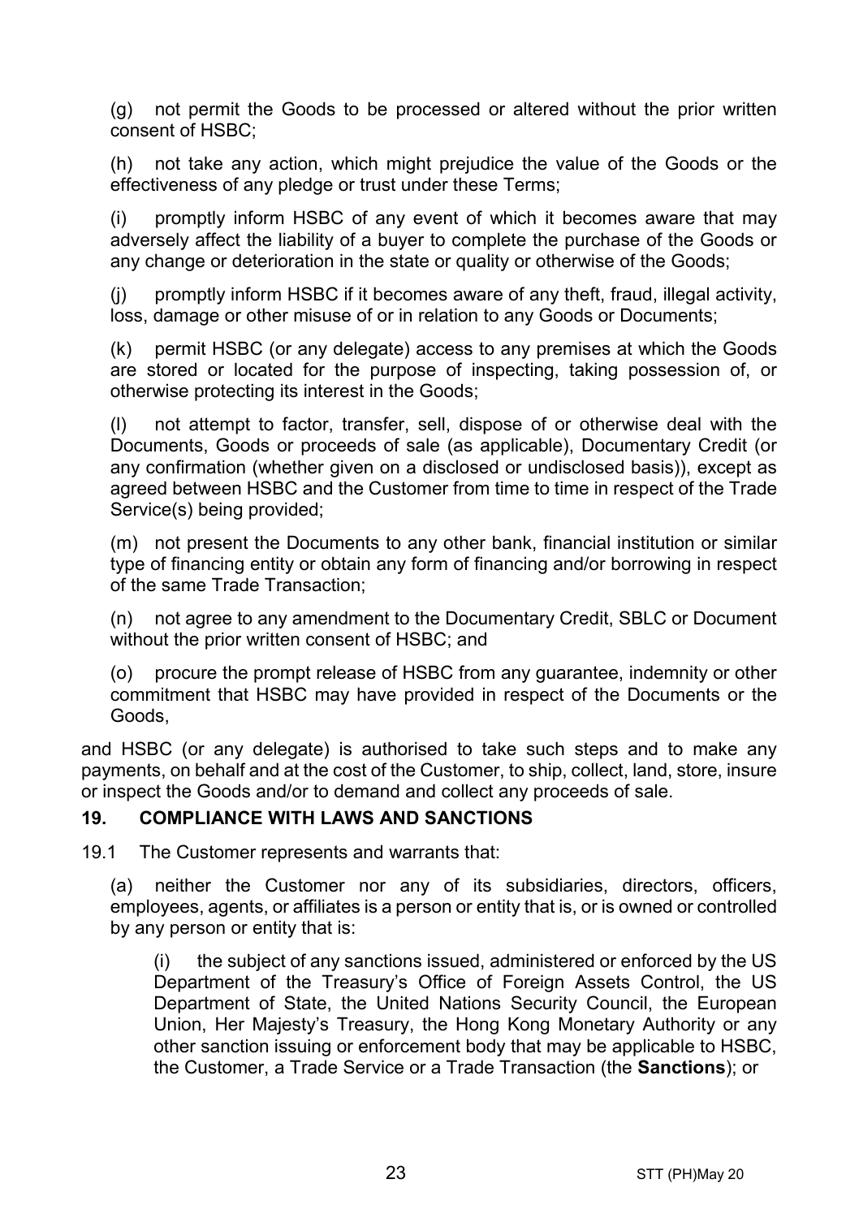(g) not permit the Goods to be processed or altered without the prior written consent of HSBC;

(h) not take any action, which might prejudice the value of the Goods or the effectiveness of any pledge or trust under these Terms;

(i) promptly inform HSBC of any event of which it becomes aware that may adversely affect the liability of a buyer to complete the purchase of the Goods or any change or deterioration in the state or quality or otherwise of the Goods;

(j) promptly inform HSBC if it becomes aware of any theft, fraud, illegal activity, loss, damage or other misuse of or in relation to any Goods or Documents;

(k) permit HSBC (or any delegate) access to any premises at which the Goods are stored or located for the purpose of inspecting, taking possession of, or otherwise protecting its interest in the Goods;

(l) not attempt to factor, transfer, sell, dispose of or otherwise deal with the Documents, Goods or proceeds of sale (as applicable), Documentary Credit (or any confirmation (whether given on a disclosed or undisclosed basis)), except as agreed between HSBC and the Customer from time to time in respect of the Trade Service(s) being provided;

(m) not present the Documents to any other bank, financial institution or similar type of financing entity or obtain any form of financing and/or borrowing in respect of the same Trade Transaction;

(n) not agree to any amendment to the Documentary Credit, SBLC or Document without the prior written consent of HSBC; and

(o) procure the prompt release of HSBC from any guarantee, indemnity or other commitment that HSBC may have provided in respect of the Documents or the Goods,

and HSBC (or any delegate) is authorised to take such steps and to make any payments, on behalf and at the cost of the Customer, to ship, collect, land, store, insure or inspect the Goods and/or to demand and collect any proceeds of sale.

## 19. COMPLIANCE WITH LAWS AND SANCTIONS

19.1 The Customer represents and warrants that:

(a) neither the Customer nor any of its subsidiaries, directors, officers, employees, agents, or affiliates is a person or entity that is, or is owned or controlled by any person or entity that is:

(i) the subject of any sanctions issued, administered or enforced by the US Department of the Treasury's Office of Foreign Assets Control, the US Department of State, the United Nations Security Council, the European Union, Her Majesty's Treasury, the Hong Kong Monetary Authority or any other sanction issuing or enforcement body that may be applicable to HSBC, the Customer, a Trade Service or a Trade Transaction (the **Sanctions**); or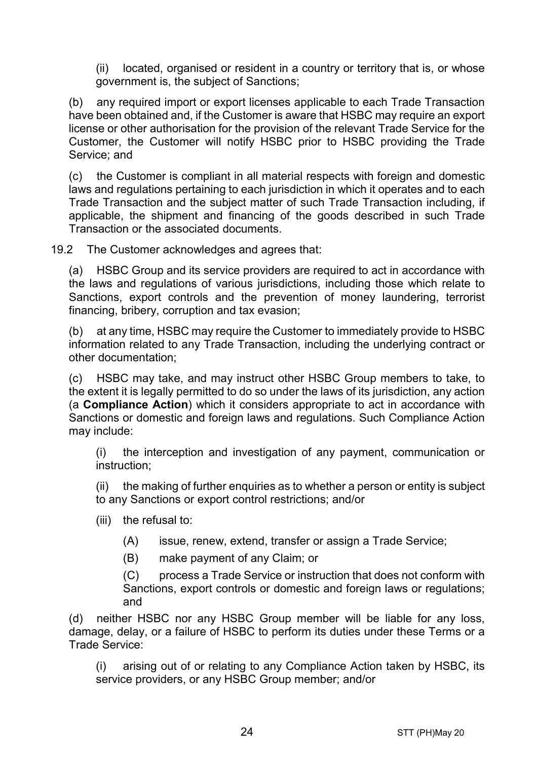(ii) located, organised or resident in a country or territory that is, or whose government is, the subject of Sanctions;

(b) any required import or export licenses applicable to each Trade Transaction have been obtained and, if the Customer is aware that HSBC may require an export license or other authorisation for the provision of the relevant Trade Service for the Customer, the Customer will notify HSBC prior to HSBC providing the Trade Service; and

(c) the Customer is compliant in all material respects with foreign and domestic laws and regulations pertaining to each jurisdiction in which it operates and to each Trade Transaction and the subject matter of such Trade Transaction including, if applicable, the shipment and financing of the goods described in such Trade Transaction or the associated documents.

19.2 The Customer acknowledges and agrees that:

(a) HSBC Group and its service providers are required to act in accordance with the laws and regulations of various jurisdictions, including those which relate to Sanctions, export controls and the prevention of money laundering, terrorist financing, bribery, corruption and tax evasion;

(b) at any time, HSBC may require the Customer to immediately provide to HSBC information related to any Trade Transaction, including the underlying contract or other documentation;

(c) HSBC may take, and may instruct other HSBC Group members to take, to the extent it is legally permitted to do so under the laws of its jurisdiction, any action (a **Compliance Action**) which it considers appropriate to act in accordance with Sanctions or domestic and foreign laws and regulations. Such Compliance Action may include:

(i) the interception and investigation of any payment, communication or instruction;

(ii) the making of further enquiries as to whether a person or entity is subject to any Sanctions or export control restrictions; and/or

(iii) the refusal to:

(A) issue, renew, extend, transfer or assign a Trade Service;

(B) make payment of any Claim; or

(C) process a Trade Service or instruction that does not conform with Sanctions, export controls or domestic and foreign laws or regulations; and

(d) neither HSBC nor any HSBC Group member will be liable for any loss, damage, delay, or a failure of HSBC to perform its duties under these Terms or a Trade Service:

(i) arising out of or relating to any Compliance Action taken by HSBC, its service providers, or any HSBC Group member; and/or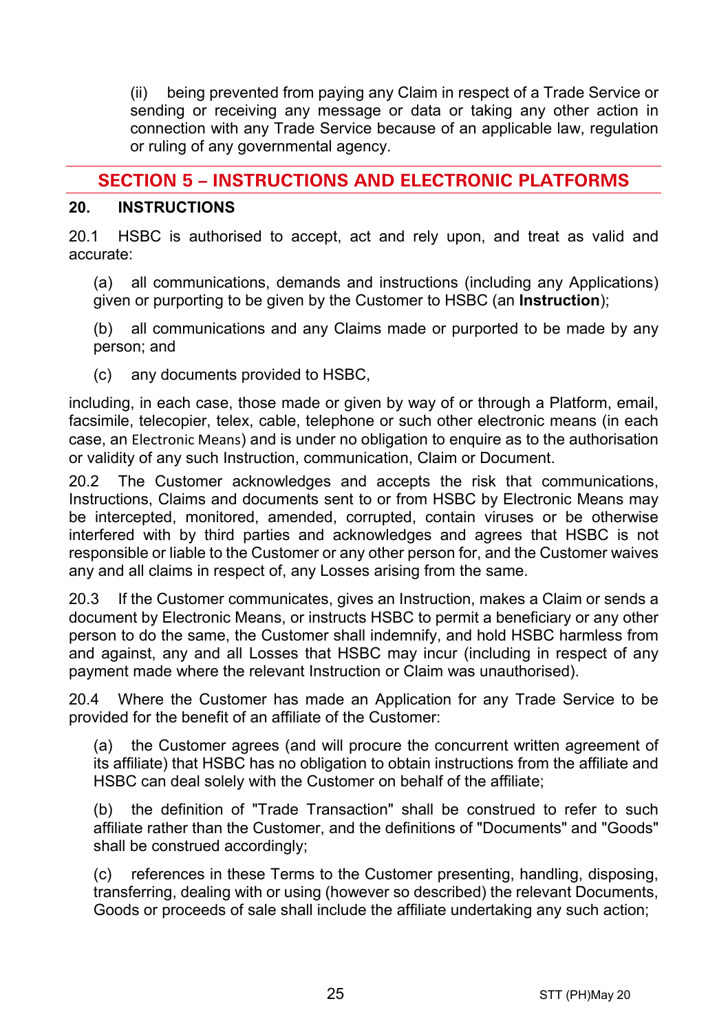(ii) being prevented from paying any Claim in respect of a Trade Service or sending or receiving any message or data or taking any other action in connection with any Trade Service because of an applicable law, regulation or ruling of any governmental agency.

## SECTION 5 – INSTRUCTIONS AND ELECTRONIC PLATFORMS

### 20. INSTRUCTIONS

20.1 HSBC is authorised to accept, act and rely upon, and treat as valid and accurate:

(a) all communications, demands and instructions (including any Applications) given or purporting to be given by the Customer to HSBC (an **Instruction**);

(b) all communications and any Claims made or purported to be made by any person; and

(c) any documents provided to HSBC,

including, in each case, those made or given by way of or through a Platform, email, facsimile, telecopier, telex, cable, telephone or such other electronic means (in each case, an Electronic Means) and is under no obligation to enquire as to the authorisation or validity of any such Instruction, communication, Claim or Document.

20.2 The Customer acknowledges and accepts the risk that communications, Instructions, Claims and documents sent to or from HSBC by Electronic Means may be intercepted, monitored, amended, corrupted, contain viruses or be otherwise interfered with by third parties and acknowledges and agrees that HSBC is not responsible or liable to the Customer or any other person for, and the Customer waives any and all claims in respect of, any Losses arising from the same.

20.3 If the Customer communicates, gives an Instruction, makes a Claim or sends a document by Electronic Means, or instructs HSBC to permit a beneficiary or any other person to do the same, the Customer shall indemnify, and hold HSBC harmless from and against, any and all Losses that HSBC may incur (including in respect of any payment made where the relevant Instruction or Claim was unauthorised).

20.4 Where the Customer has made an Application for any Trade Service to be provided for the benefit of an affiliate of the Customer:

(a) the Customer agrees (and will procure the concurrent written agreement of its affiliate) that HSBC has no obligation to obtain instructions from the affiliate and HSBC can deal solely with the Customer on behalf of the affiliate;

(b) the definition of "Trade Transaction" shall be construed to refer to such affiliate rather than the Customer, and the definitions of "Documents" and "Goods" shall be construed accordingly;

(c) references in these Terms to the Customer presenting, handling, disposing, transferring, dealing with or using (however so described) the relevant Documents, Goods or proceeds of sale shall include the affiliate undertaking any such action;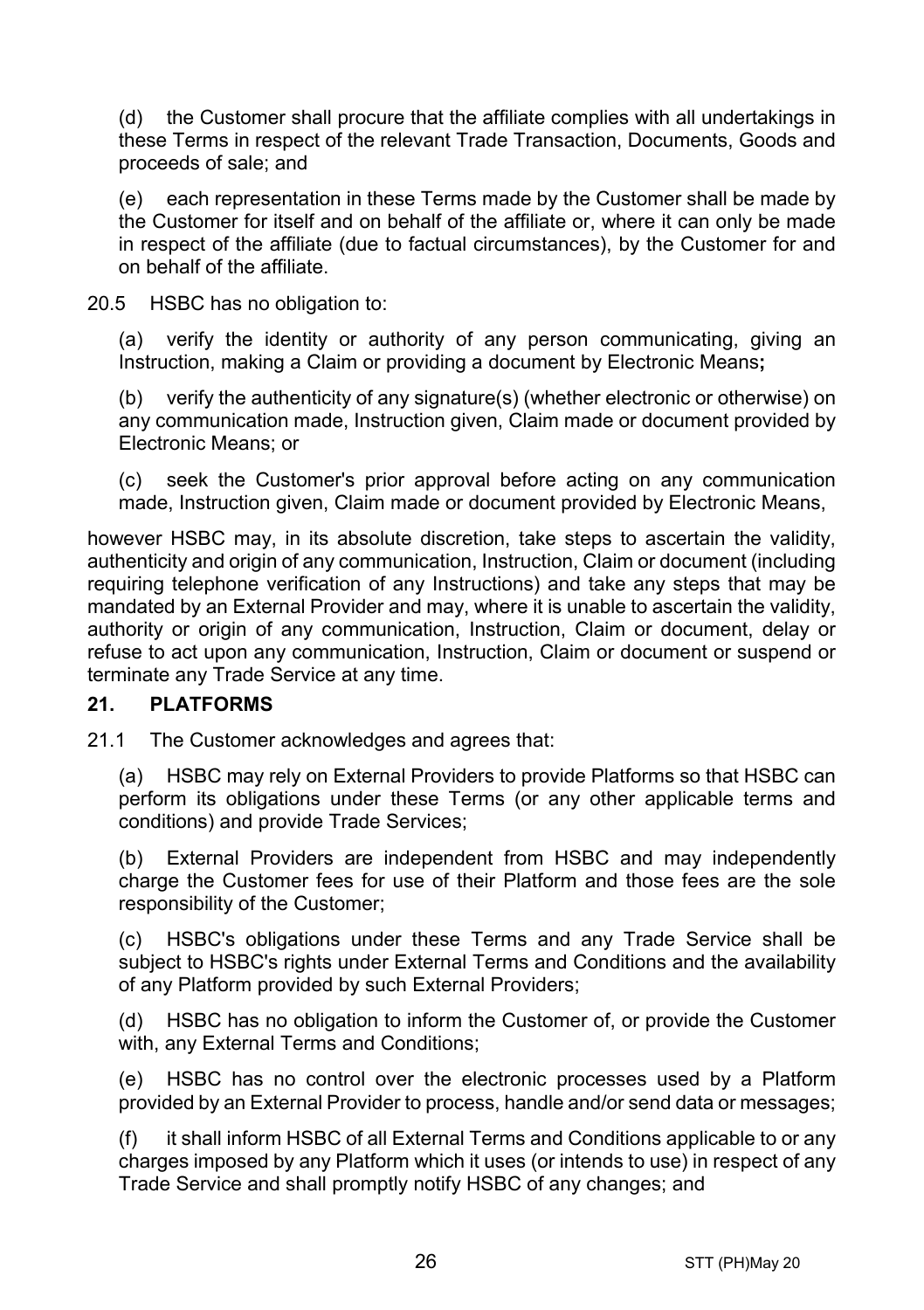(d) the Customer shall procure that the affiliate complies with all undertakings in these Terms in respect of the relevant Trade Transaction, Documents, Goods and proceeds of sale; and

(e) each representation in these Terms made by the Customer shall be made by the Customer for itself and on behalf of the affiliate or, where it can only be made in respect of the affiliate (due to factual circumstances), by the Customer for and on behalf of the affiliate.

20.5 HSBC has no obligation to:

(a) verify the identity or authority of any person communicating, giving an Instruction, making a Claim or providing a document by Electronic Means**;**

(b) verify the authenticity of any signature(s) (whether electronic or otherwise) on any communication made, Instruction given, Claim made or document provided by Electronic Means; or

(c) seek the Customer's prior approval before acting on any communication made, Instruction given, Claim made or document provided by Electronic Means,

however HSBC may, in its absolute discretion, take steps to ascertain the validity, authenticity and origin of any communication, Instruction, Claim or document (including requiring telephone verification of any Instructions) and take any steps that may be mandated by an External Provider and may, where it is unable to ascertain the validity, authority or origin of any communication, Instruction, Claim or document, delay or refuse to act upon any communication, Instruction, Claim or document or suspend or terminate any Trade Service at any time.

## 21. PLATFORMS

21.1 The Customer acknowledges and agrees that:

(a) HSBC may rely on External Providers to provide Platforms so that HSBC can perform its obligations under these Terms (or any other applicable terms and conditions) and provide Trade Services;

(b) External Providers are independent from HSBC and may independently charge the Customer fees for use of their Platform and those fees are the sole responsibility of the Customer;

(c) HSBC's obligations under these Terms and any Trade Service shall be subject to HSBC's rights under External Terms and Conditions and the availability of any Platform provided by such External Providers;

(d) HSBC has no obligation to inform the Customer of, or provide the Customer with, any External Terms and Conditions;

(e) HSBC has no control over the electronic processes used by a Platform provided by an External Provider to process, handle and/or send data or messages;

(f) it shall inform HSBC of all External Terms and Conditions applicable to or any charges imposed by any Platform which it uses (or intends to use) in respect of any Trade Service and shall promptly notify HSBC of any changes; and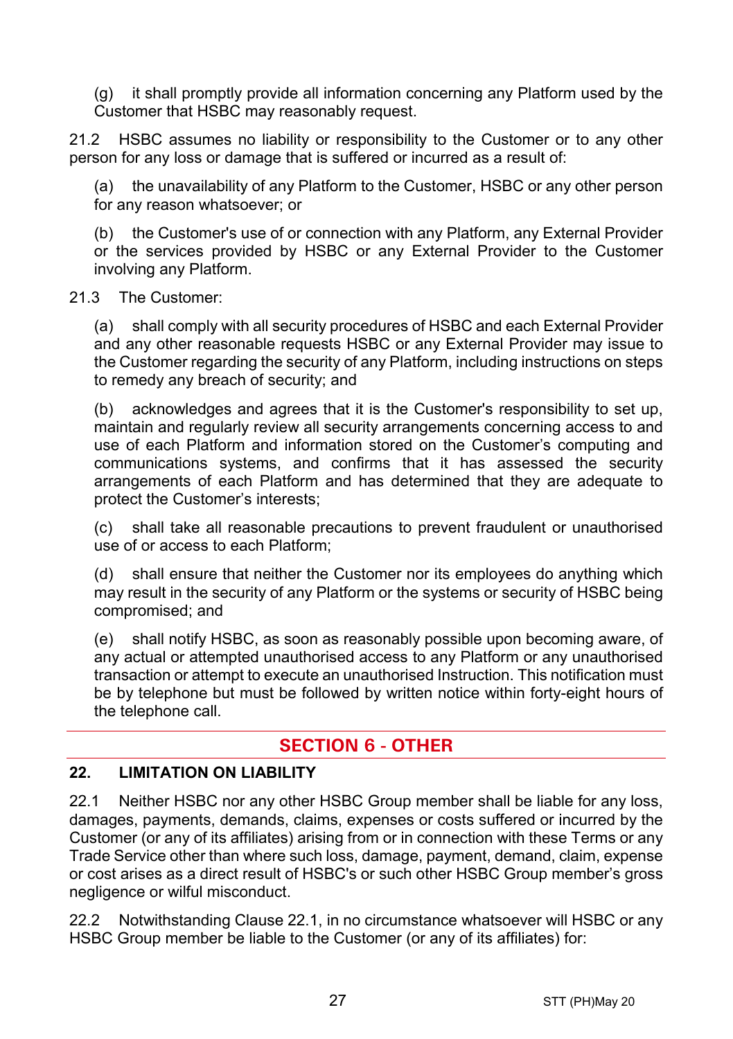(g) it shall promptly provide all information concerning any Platform used by the Customer that HSBC may reasonably request.

21.2 HSBC assumes no liability or responsibility to the Customer or to any other person for any loss or damage that is suffered or incurred as a result of:

(a) the unavailability of any Platform to the Customer, HSBC or any other person for any reason whatsoever; or

(b) the Customer's use of or connection with any Platform, any External Provider or the services provided by HSBC or any External Provider to the Customer involving any Platform.

21.3 The Customer:

(a) shall comply with all security procedures of HSBC and each External Provider and any other reasonable requests HSBC or any External Provider may issue to the Customer regarding the security of any Platform, including instructions on steps to remedy any breach of security; and

(b) acknowledges and agrees that it is the Customer's responsibility to set up, maintain and regularly review all security arrangements concerning access to and use of each Platform and information stored on the Customer's computing and communications systems, and confirms that it has assessed the security arrangements of each Platform and has determined that they are adequate to protect the Customer's interests;

(c) shall take all reasonable precautions to prevent fraudulent or unauthorised use of or access to each Platform;

(d) shall ensure that neither the Customer nor its employees do anything which may result in the security of any Platform or the systems or security of HSBC being compromised; and

(e) shall notify HSBC, as soon as reasonably possible upon becoming aware, of any actual or attempted unauthorised access to any Platform or any unauthorised transaction or attempt to execute an unauthorised Instruction. This notification must be by telephone but must be followed by written notice within forty-eight hours of the telephone call.

## SECTION 6 - OTHER

### 22. LIMITATION ON LIABILITY

22.1 Neither HSBC nor any other HSBC Group member shall be liable for any loss, damages, payments, demands, claims, expenses or costs suffered or incurred by the Customer (or any of its affiliates) arising from or in connection with these Terms or any Trade Service other than where such loss, damage, payment, demand, claim, expense or cost arises as a direct result of HSBC's or such other HSBC Group member's gross negligence or wilful misconduct.

22.2 Notwithstanding Clause 22.1, in no circumstance whatsoever will HSBC or any HSBC Group member be liable to the Customer (or any of its affiliates) for: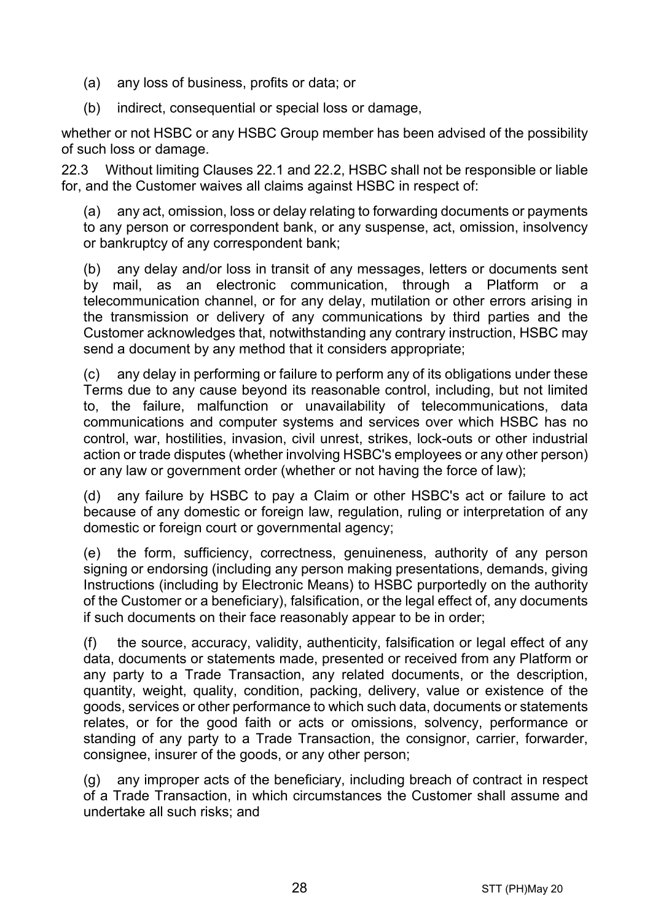(a) any loss of business, profits or data; or

(b) indirect, consequential or special loss or damage,

whether or not HSBC or any HSBC Group member has been advised of the possibility of such loss or damage.

22.3 Without limiting Clauses 22.1 and 22.2, HSBC shall not be responsible or liable for, and the Customer waives all claims against HSBC in respect of:

(a) any act, omission, loss or delay relating to forwarding documents or payments to any person or correspondent bank, or any suspense, act, omission, insolvency or bankruptcy of any correspondent bank;

(b) any delay and/or loss in transit of any messages, letters or documents sent by mail, as an electronic communication, through a Platform or a telecommunication channel, or for any delay, mutilation or other errors arising in the transmission or delivery of any communications by third parties and the Customer acknowledges that, notwithstanding any contrary instruction, HSBC may send a document by any method that it considers appropriate;

(c) any delay in performing or failure to perform any of its obligations under these Terms due to any cause beyond its reasonable control, including, but not limited to, the failure, malfunction or unavailability of telecommunications, data communications and computer systems and services over which HSBC has no control, war, hostilities, invasion, civil unrest, strikes, lock-outs or other industrial action or trade disputes (whether involving HSBC's employees or any other person) or any law or government order (whether or not having the force of law);

(d) any failure by HSBC to pay a Claim or other HSBC's act or failure to act because of any domestic or foreign law, regulation, ruling or interpretation of any domestic or foreign court or governmental agency;

(e) the form, sufficiency, correctness, genuineness, authority of any person signing or endorsing (including any person making presentations, demands, giving Instructions (including by Electronic Means) to HSBC purportedly on the authority of the Customer or a beneficiary), falsification, or the legal effect of, any documents if such documents on their face reasonably appear to be in order;

(f) the source, accuracy, validity, authenticity, falsification or legal effect of any data, documents or statements made, presented or received from any Platform or any party to a Trade Transaction, any related documents, or the description, quantity, weight, quality, condition, packing, delivery, value or existence of the goods, services or other performance to which such data, documents or statements relates, or for the good faith or acts or omissions, solvency, performance or standing of any party to a Trade Transaction, the consignor, carrier, forwarder, consignee, insurer of the goods, or any other person;

(g) any improper acts of the beneficiary, including breach of contract in respect of a Trade Transaction, in which circumstances the Customer shall assume and undertake all such risks; and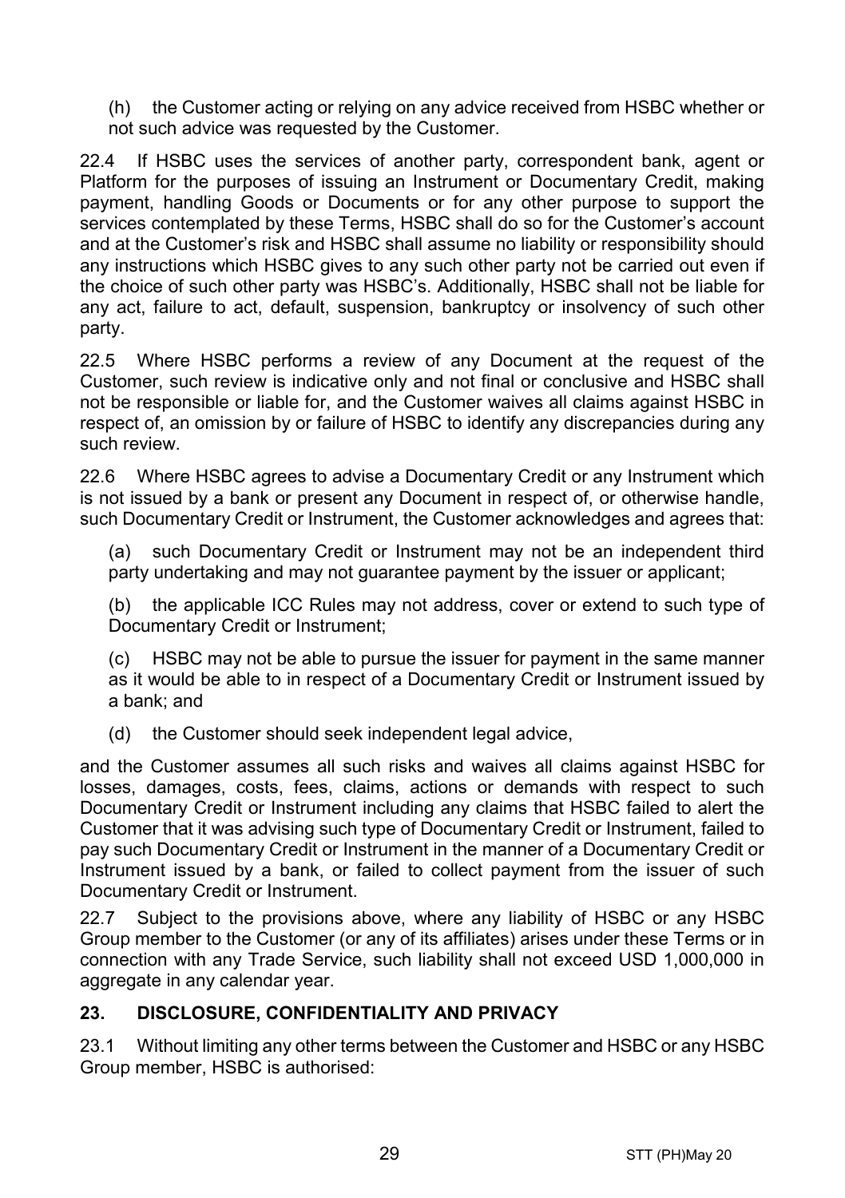(h) the Customer acting or relying on any advice received from HSBC whether or not such advice was requested by the Customer.

22.4 If HSBC uses the services of another party, correspondent bank, agent or Platform for the purposes of issuing an Instrument or Documentary Credit, making payment, handling Goods or Documents or for any other purpose to support the services contemplated by these Terms, HSBC shall do so for the Customer's account and at the Customer's risk and HSBC shall assume no liability or responsibility should any instructions which HSBC gives to any such other party not be carried out even if the choice of such other party was HSBC's. Additionally, HSBC shall not be liable for any act, failure to act, default, suspension, bankruptcy or insolvency of such other party.

22.5 Where HSBC performs a review of any Document at the request of the Customer, such review is indicative only and not final or conclusive and HSBC shall not be responsible or liable for, and the Customer waives all claims against HSBC in respect of, an omission by or failure of HSBC to identify any discrepancies during any such review.

22.6 Where HSBC agrees to advise a Documentary Credit or any Instrument which is not issued by a bank or present any Document in respect of, or otherwise handle, such Documentary Credit or Instrument, the Customer acknowledges and agrees that:

(a) such Documentary Credit or Instrument may not be an independent third party undertaking and may not guarantee payment by the issuer or applicant;

(b) the applicable ICC Rules may not address, cover or extend to such type of Documentary Credit or Instrument;

(c) HSBC may not be able to pursue the issuer for payment in the same manner as it would be able to in respect of a Documentary Credit or Instrument issued by a bank; and

(d) the Customer should seek independent legal advice,

and the Customer assumes all such risks and waives all claims against HSBC for losses, damages, costs, fees, claims, actions or demands with respect to such Documentary Credit or Instrument including any claims that HSBC failed to alert the Customer that it was advising such type of Documentary Credit or Instrument, failed to pay such Documentary Credit or Instrument in the manner of a Documentary Credit or Instrument issued by a bank, or failed to collect payment from the issuer of such Documentary Credit or Instrument.

22.7 Subject to the provisions above, where any liability of HSBC or any HSBC Group member to the Customer (or any of its affiliates) arises under these Terms or in connection with any Trade Service, such liability shall not exceed USD 1,000,000 in aggregate in any calendar year.

## 23. DISCLOSURE, CONFIDENTIALITY AND PRIVACY

23.1 Without limiting any other terms between the Customer and HSBC or any HSBC Group member, HSBC is authorised: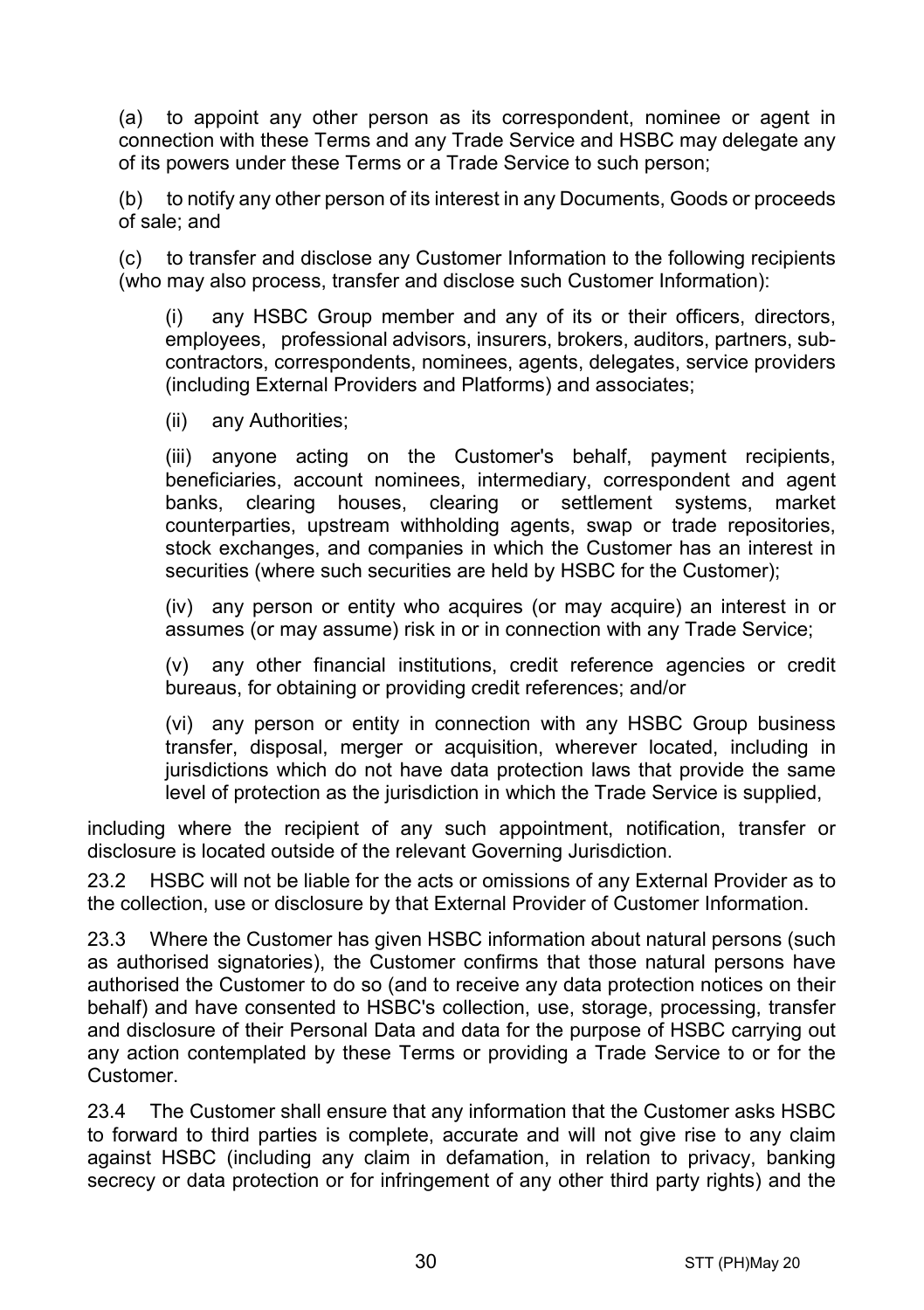(a) to appoint any other person as its correspondent, nominee or agent in connection with these Terms and any Trade Service and HSBC may delegate any of its powers under these Terms or a Trade Service to such person;

(b) to notify any other person of its interest in any Documents, Goods or proceeds of sale; and

(c) to transfer and disclose any Customer Information to the following recipients (who may also process, transfer and disclose such Customer Information):

(i) any HSBC Group member and any of its or their officers, directors, employees, professional advisors, insurers, brokers, auditors, partners, sub-contractors, correspondents, nominees, agents, delegates, service providers (including External Providers and Platforms) and associates;

(ii) any Authorities;

(iii) anyone acting on the Customer's behalf, payment recipients, beneficiaries, account nominees, intermediary, correspondent and agent banks, clearing houses, clearing or settlement systems, market counterparties, upstream withholding agents, swap or trade repositories, stock exchanges, and companies in which the Customer has an interest in securities (where such securities are held by HSBC for the Customer);

(iv) any person or entity who acquires (or may acquire) an interest in or assumes (or may assume) risk in or in connection with any Trade Service;

(v) any other financial institutions, credit reference agencies or credit bureaus, for obtaining or providing credit references; and/or

(vi) any person or entity in connection with any HSBC Group business transfer, disposal, merger or acquisition, wherever located, including in jurisdictions which do not have data protection laws that provide the same level of protection as the jurisdiction in which the Trade Service is supplied,

including where the recipient of any such appointment, notification, transfer or disclosure is located outside of the relevant Governing Jurisdiction.

23.2 HSBC will not be liable for the acts or omissions of any External Provider as to the collection, use or disclosure by that External Provider of Customer Information.

23.3 Where the Customer has given HSBC information about natural persons (such as authorised signatories), the Customer confirms that those natural persons have authorised the Customer to do so (and to receive any data protection notices on their behalf) and have consented to HSBC's collection, use, storage, processing, transfer and disclosure of their Personal Data and data for the purpose of HSBC carrying out any action contemplated by these Terms or providing a Trade Service to or for the Customer.

23.4 The Customer shall ensure that any information that the Customer asks HSBC to forward to third parties is complete, accurate and will not give rise to any claim against HSBC (including any claim in defamation, in relation to privacy, banking secrecy or data protection or for infringement of any other third party rights) and the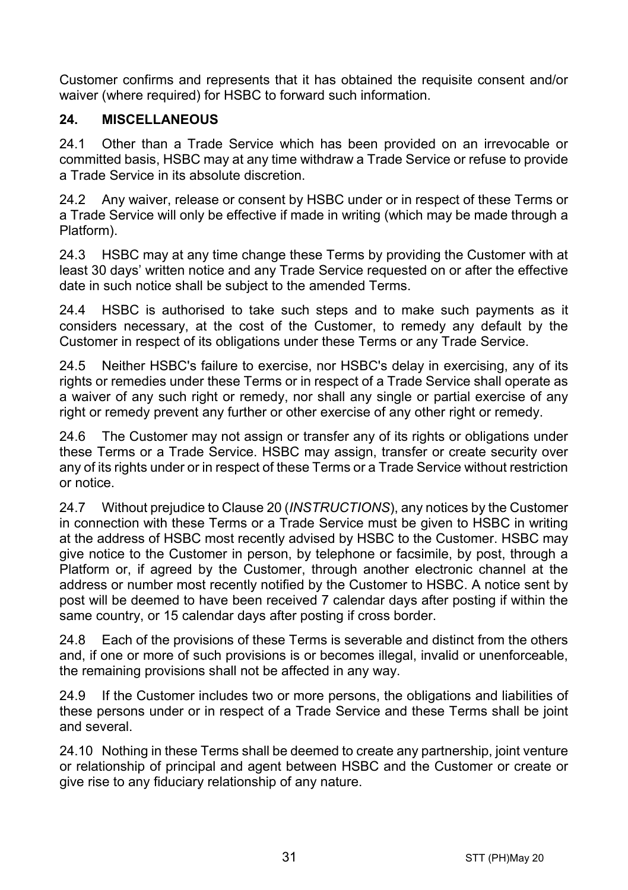Customer confirms and represents that it has obtained the requisite consent and/or waiver (where required) for HSBC to forward such information.

## 24. MISCELLANEOUS

24.1 Other than a Trade Service which has been provided on an irrevocable or committed basis, HSBC may at any time withdraw a Trade Service or refuse to provide a Trade Service in its absolute discretion.

24.2 Any waiver, release or consent by HSBC under or in respect of these Terms or a Trade Service will only be effective if made in writing (which may be made through a Platform).

24.3 HSBC may at any time change these Terms by providing the Customer with at least 30 days' written notice and any Trade Service requested on or after the effective date in such notice shall be subject to the amended Terms.

24.4 HSBC is authorised to take such steps and to make such payments as it considers necessary, at the cost of the Customer, to remedy any default by the Customer in respect of its obligations under these Terms or any Trade Service.

24.5 Neither HSBC's failure to exercise, nor HSBC's delay in exercising, any of its rights or remedies under these Terms or in respect of a Trade Service shall operate as a waiver of any such right or remedy, nor shall any single or partial exercise of any right or remedy prevent any further or other exercise of any other right or remedy.

24.6 The Customer may not assign or transfer any of its rights or obligations under these Terms or a Trade Service. HSBC may assign, transfer or create security over any of its rights under or in respect of these Terms or a Trade Service without restriction or notice.

24.7 Without prejudice to Clause 20 (*INSTRUCTIONS*), any notices by the Customer in connection with these Terms or a Trade Service must be given to HSBC in writing at the address of HSBC most recently advised by HSBC to the Customer. HSBC may give notice to the Customer in person, by telephone or facsimile, by post, through a Platform or, if agreed by the Customer, through another electronic channel at the address or number most recently notified by the Customer to HSBC. A notice sent by post will be deemed to have been received 7 calendar days after posting if within the same country, or 15 calendar days after posting if cross border.

24.8 Each of the provisions of these Terms is severable and distinct from the others and, if one or more of such provisions is or becomes illegal, invalid or unenforceable, the remaining provisions shall not be affected in any way.

24.9 If the Customer includes two or more persons, the obligations and liabilities of these persons under or in respect of a Trade Service and these Terms shall be joint and several.

24.10 Nothing in these Terms shall be deemed to create any partnership, joint venture or relationship of principal and agent between HSBC and the Customer or create or give rise to any fiduciary relationship of any nature.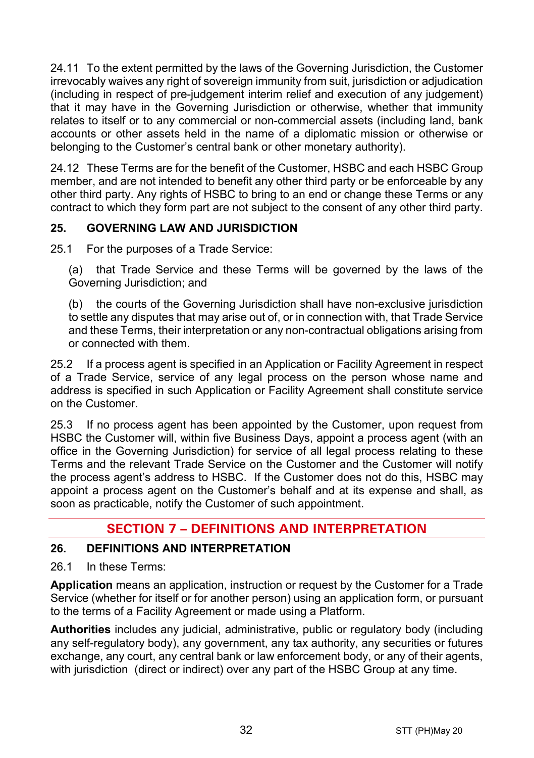24.11 To the extent permitted by the laws of the Governing Jurisdiction, the Customer irrevocably waives any right of sovereign immunity from suit, jurisdiction or adjudication (including in respect of pre-judgement interim relief and execution of any judgement) that it may have in the Governing Jurisdiction or otherwise, whether that immunity relates to itself or to any commercial or non-commercial assets (including land, bank accounts or other assets held in the name of a diplomatic mission or otherwise or belonging to the Customer's central bank or other monetary authority).

24.12 These Terms are for the benefit of the Customer, HSBC and each HSBC Group member, and are not intended to benefit any other third party or be enforceable by any other third party. Any rights of HSBC to bring to an end or change these Terms or any contract to which they form part are not subject to the consent of any other third party.

### 25. GOVERNING LAW AND JURISDICTION

25.1 For the purposes of a Trade Service:

(a) that Trade Service and these Terms will be governed by the laws of the Governing Jurisdiction; and

(b) the courts of the Governing Jurisdiction shall have non-exclusive jurisdiction to settle any disputes that may arise out of, or in connection with, that Trade Service and these Terms, their interpretation or any non-contractual obligations arising from or connected with them.

25.2 If a process agent is specified in an Application or Facility Agreement in respect of a Trade Service, service of any legal process on the person whose name and address is specified in such Application or Facility Agreement shall constitute service on the Customer.

25.3 If no process agent has been appointed by the Customer, upon request from HSBC the Customer will, within five Business Days, appoint a process agent (with an office in the Governing Jurisdiction) for service of all legal process relating to these Terms and the relevant Trade Service on the Customer and the Customer will notify the process agent's address to HSBC. If the Customer does not do this, HSBC may appoint a process agent on the Customer's behalf and at its expense and shall, as soon as practicable, notify the Customer of such appointment.

## SECTION 7 – DEFINITIONS AND INTERPRETATION

### 26. DEFINITIONS AND INTERPRETATION

26.1 In these Terms:

**Application** means an application, instruction or request by the Customer for a Trade Service (whether for itself or for another person) using an application form, or pursuant to the terms of a Facility Agreement or made using a Platform.

**Authorities** includes any judicial, administrative, public or regulatory body (including any self-regulatory body), any government, any tax authority, any securities or futures exchange, any court, any central bank or law enforcement body, or any of their agents, with jurisdiction (direct or indirect) over any part of the HSBC Group at any time.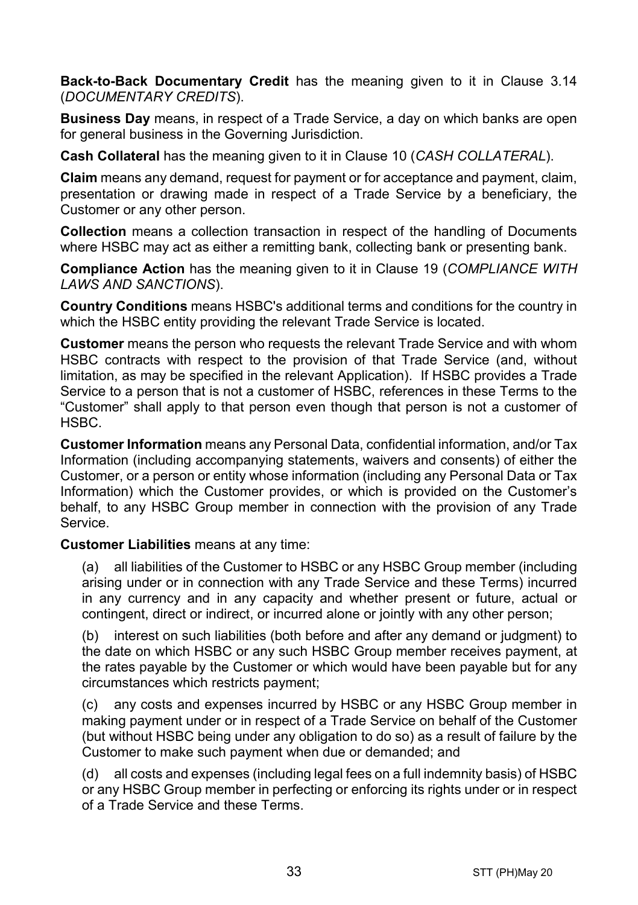**Back-to-Back Documentary Credit** has the meaning given to it in Clause 3.14 (*DOCUMENTARY CREDITS*).

**Business Day** means, in respect of a Trade Service, a day on which banks are open for general business in the Governing Jurisdiction.

**Cash Collateral** has the meaning given to it in Clause 10 (*CASH COLLATERAL*).

**Claim** means any demand, request for payment or for acceptance and payment, claim, presentation or drawing made in respect of a Trade Service by a beneficiary, the Customer or any other person.

**Collection** means a collection transaction in respect of the handling of Documents where HSBC may act as either a remitting bank, collecting bank or presenting bank.

**Compliance Action** has the meaning given to it in Clause 19 (*COMPLIANCE WITH LAWS AND SANCTIONS*).

**Country Conditions** means HSBC's additional terms and conditions for the country in which the HSBC entity providing the relevant Trade Service is located.

**Customer** means the person who requests the relevant Trade Service and with whom HSBC contracts with respect to the provision of that Trade Service (and, without limitation, as may be specified in the relevant Application). If HSBC provides a Trade Service to a person that is not a customer of HSBC, references in these Terms to the "Customer" shall apply to that person even though that person is not a customer of HSBC.

**Customer Information** means any Personal Data, confidential information, and/or Tax Information (including accompanying statements, waivers and consents) of either the Customer, or a person or entity whose information (including any Personal Data or Tax Information) which the Customer provides, or which is provided on the Customer's behalf, to any HSBC Group member in connection with the provision of any Trade Service.

**Customer Liabilities** means at any time:

(a) all liabilities of the Customer to HSBC or any HSBC Group member (including arising under or in connection with any Trade Service and these Terms) incurred in any currency and in any capacity and whether present or future, actual or contingent, direct or indirect, or incurred alone or jointly with any other person;

(b) interest on such liabilities (both before and after any demand or judgment) to the date on which HSBC or any such HSBC Group member receives payment, at the rates payable by the Customer or which would have been payable but for any circumstances which restricts payment;

(c) any costs and expenses incurred by HSBC or any HSBC Group member in making payment under or in respect of a Trade Service on behalf of the Customer (but without HSBC being under any obligation to do so) as a result of failure by the Customer to make such payment when due or demanded; and

(d) all costs and expenses (including legal fees on a full indemnity basis) of HSBC or any HSBC Group member in perfecting or enforcing its rights under or in respect of a Trade Service and these Terms.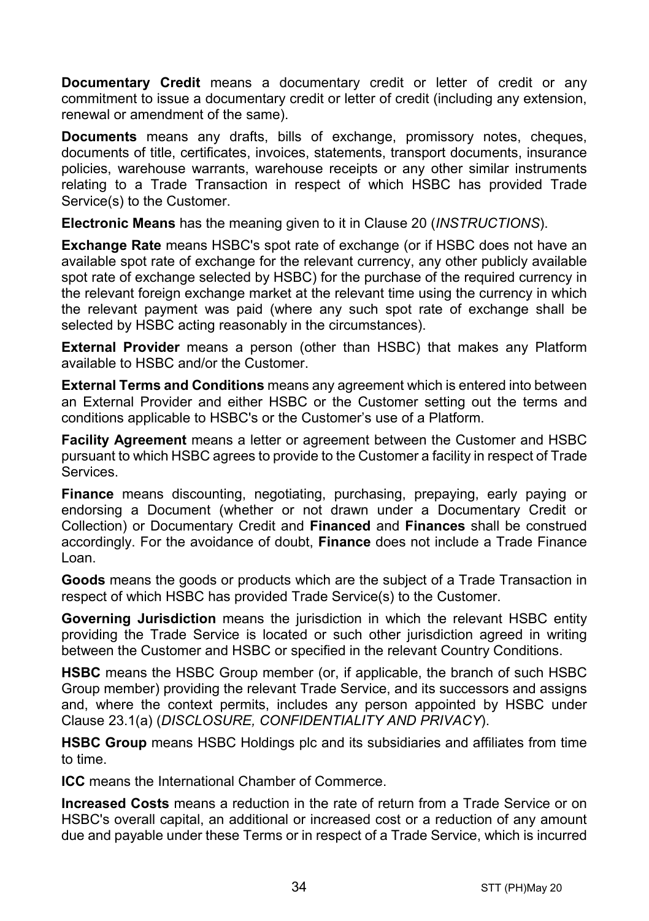**Documentary Credit** means a documentary credit or letter of credit or any commitment to issue a documentary credit or letter of credit (including any extension, renewal or amendment of the same).

**Documents** means any drafts, bills of exchange, promissory notes, cheques, documents of title, certificates, invoices, statements, transport documents, insurance policies, warehouse warrants, warehouse receipts or any other similar instruments relating to a Trade Transaction in respect of which HSBC has provided Trade Service(s) to the Customer.

**Electronic Means** has the meaning given to it in Clause 20 (*INSTRUCTIONS*).

**Exchange Rate** means HSBC's spot rate of exchange (or if HSBC does not have an available spot rate of exchange for the relevant currency, any other publicly available spot rate of exchange selected by HSBC) for the purchase of the required currency in the relevant foreign exchange market at the relevant time using the currency in which the relevant payment was paid (where any such spot rate of exchange shall be selected by HSBC acting reasonably in the circumstances).

**External Provider** means a person (other than HSBC) that makes any Platform available to HSBC and/or the Customer.

**External Terms and Conditions** means any agreement which is entered into between an External Provider and either HSBC or the Customer setting out the terms and conditions applicable to HSBC's or the Customer's use of a Platform.

**Facility Agreement** means a letter or agreement between the Customer and HSBC pursuant to which HSBC agrees to provide to the Customer a facility in respect of Trade Services.

**Finance** means discounting, negotiating, purchasing, prepaying, early paying or endorsing a Document (whether or not drawn under a Documentary Credit or Collection) or Documentary Credit and **Financed** and **Finances** shall be construed accordingly. For the avoidance of doubt, **Finance** does not include a Trade Finance Loan.

**Goods** means the goods or products which are the subject of a Trade Transaction in respect of which HSBC has provided Trade Service(s) to the Customer.

**Governing Jurisdiction** means the jurisdiction in which the relevant HSBC entity providing the Trade Service is located or such other jurisdiction agreed in writing between the Customer and HSBC or specified in the relevant Country Conditions.

**HSBC** means the HSBC Group member (or, if applicable, the branch of such HSBC Group member) providing the relevant Trade Service, and its successors and assigns and, where the context permits, includes any person appointed by HSBC under Clause 23.1(a) (*DISCLOSURE, CONFIDENTIALITY AND PRIVACY*).

**HSBC Group** means HSBC Holdings plc and its subsidiaries and affiliates from time to time.

**ICC** means the International Chamber of Commerce.

**Increased Costs** means a reduction in the rate of return from a Trade Service or on HSBC's overall capital, an additional or increased cost or a reduction of any amount due and payable under these Terms or in respect of a Trade Service, which is incurred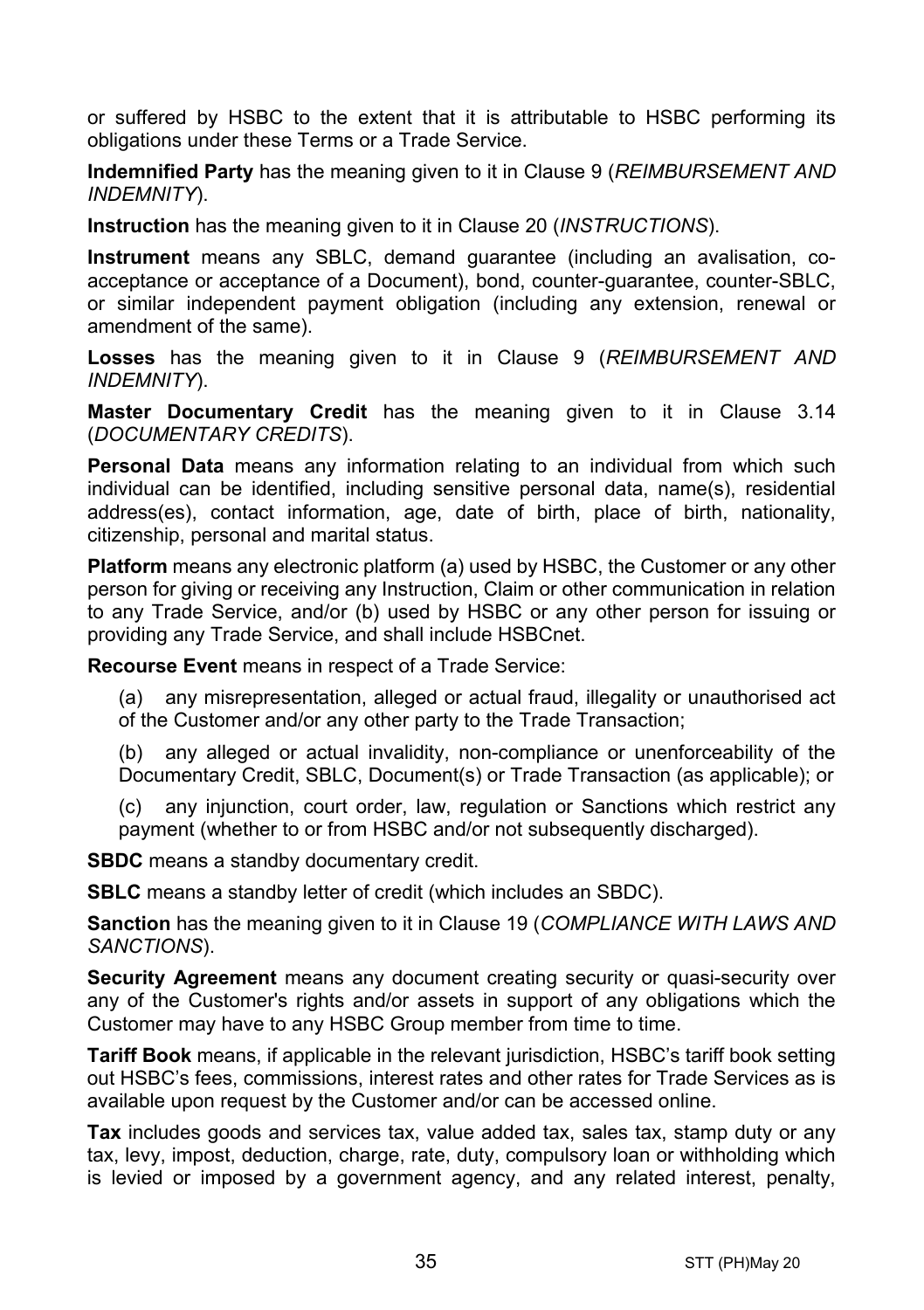or suffered by HSBC to the extent that it is attributable to HSBC performing its obligations under these Terms or a Trade Service.

**Indemnified Party** has the meaning given to it in Clause 9 (*REIMBURSEMENT AND INDEMNITY*).

**Instruction** has the meaning given to it in Clause 20 (*INSTRUCTIONS*).

**Instrument** means any SBLC, demand guarantee (including an avalisation, co-acceptance or acceptance of a Document), bond, counter-guarantee, counter-SBLC, or similar independent payment obligation (including any extension, renewal or amendment of the same).

**Losses** has the meaning given to it in Clause 9 (*REIMBURSEMENT AND INDEMNITY*).

**Master Documentary Credit** has the meaning given to it in Clause 3.14 (*DOCUMENTARY CREDITS*).

**Personal Data** means any information relating to an individual from which such individual can be identified, including sensitive personal data, name(s), residential address(es), contact information, age, date of birth, place of birth, nationality, citizenship, personal and marital status.

**Platform** means any electronic platform (a) used by HSBC, the Customer or any other person for giving or receiving any Instruction, Claim or other communication in relation to any Trade Service, and/or (b) used by HSBC or any other person for issuing or providing any Trade Service, and shall include HSBCnet.

**Recourse Event** means in respect of a Trade Service:

(a) any misrepresentation, alleged or actual fraud, illegality or unauthorised act of the Customer and/or any other party to the Trade Transaction;

(b) any alleged or actual invalidity, non-compliance or unenforceability of the Documentary Credit, SBLC, Document(s) or Trade Transaction (as applicable); or

(c) any injunction, court order, law, regulation or Sanctions which restrict any payment (whether to or from HSBC and/or not subsequently discharged).

**SBDC** means a standby documentary credit.

**SBLC** means a standby letter of credit (which includes an SBDC).

**Sanction** has the meaning given to it in Clause 19 (*COMPLIANCE WITH LAWS AND SANCTIONS*).

**Security Agreement** means any document creating security or quasi-security over any of the Customer's rights and/or assets in support of any obligations which the Customer may have to any HSBC Group member from time to time.

**Tariff Book** means, if applicable in the relevant jurisdiction, HSBC's tariff book setting out HSBC's fees, commissions, interest rates and other rates for Trade Services as is available upon request by the Customer and/or can be accessed online.

**Tax** includes goods and services tax, value added tax, sales tax, stamp duty or any tax, levy, impost, deduction, charge, rate, duty, compulsory loan or withholding which is levied or imposed by a government agency, and any related interest, penalty,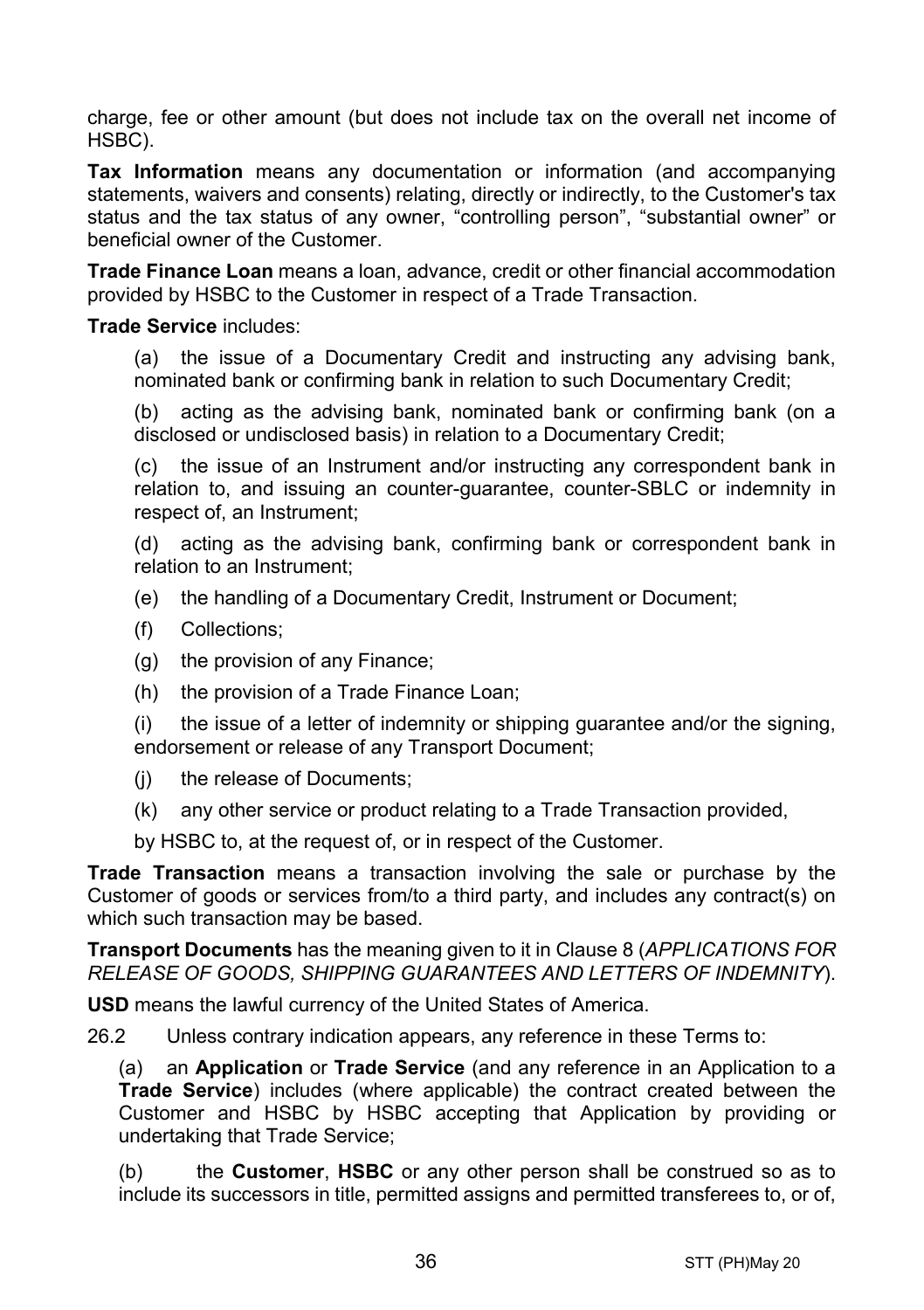charge, fee or other amount (but does not include tax on the overall net income of HSBC).

**Tax Information** means any documentation or information (and accompanying statements, waivers and consents) relating, directly or indirectly, to the Customer's tax status and the tax status of any owner, "controlling person", "substantial owner" or beneficial owner of the Customer.

**Trade Finance Loan** means a loan, advance, credit or other financial accommodation provided by HSBC to the Customer in respect of a Trade Transaction.

**Trade Service** includes:

(a) the issue of a Documentary Credit and instructing any advising bank, nominated bank or confirming bank in relation to such Documentary Credit;

(b) acting as the advising bank, nominated bank or confirming bank (on a disclosed or undisclosed basis) in relation to a Documentary Credit;

(c) the issue of an Instrument and/or instructing any correspondent bank in relation to, and issuing an counter-guarantee, counter-SBLC or indemnity in respect of, an Instrument;

(d) acting as the advising bank, confirming bank or correspondent bank in relation to an Instrument;

(e) the handling of a Documentary Credit, Instrument or Document;

(f) Collections;

(g) the provision of any Finance;

(h) the provision of a Trade Finance Loan;

(i) the issue of a letter of indemnity or shipping guarantee and/or the signing, endorsement or release of any Transport Document;

(j) the release of Documents;

(k) any other service or product relating to a Trade Transaction provided,

by HSBC to, at the request of, or in respect of the Customer.

**Trade Transaction** means a transaction involving the sale or purchase by the Customer of goods or services from/to a third party, and includes any contract(s) on which such transaction may be based.

**Transport Documents** has the meaning given to it in Clause 8 (*APPLICATIONS FOR RELEASE OF GOODS, SHIPPING GUARANTEES AND LETTERS OF INDEMNITY*).

**USD** means the lawful currency of the United States of America.

26.2 Unless contrary indication appears, any reference in these Terms to:

(a) an **Application** or **Trade Service** (and any reference in an Application to a **Trade Service**) includes (where applicable) the contract created between the Customer and HSBC by HSBC accepting that Application by providing or undertaking that Trade Service;

(b) the **Customer**, **HSBC** or any other person shall be construed so as to include its successors in title, permitted assigns and permitted transferees to, or of,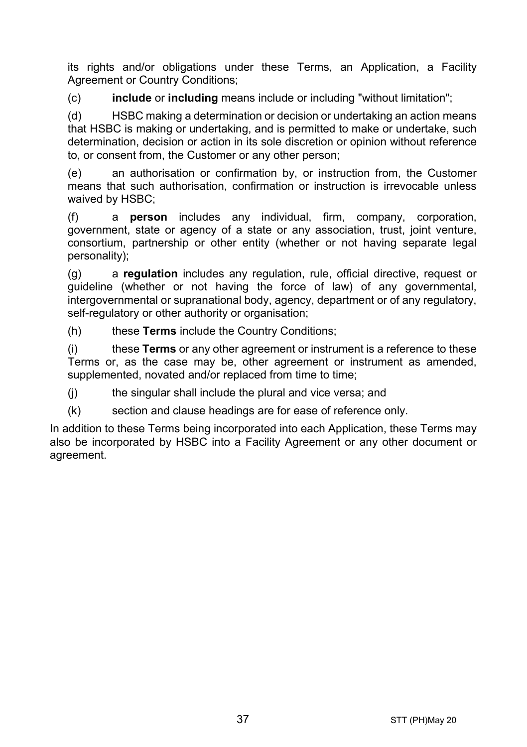its rights and/or obligations under these Terms, an Application, a Facility Agreement or Country Conditions;

(c) **include** or **including** means include or including "without limitation";

(d) HSBC making a determination or decision or undertaking an action means that HSBC is making or undertaking, and is permitted to make or undertake, such determination, decision or action in its sole discretion or opinion without reference to, or consent from, the Customer or any other person;

(e) an authorisation or confirmation by, or instruction from, the Customer means that such authorisation, confirmation or instruction is irrevocable unless waived by HSBC;

(f) a **person** includes any individual, firm, company, corporation, government, state or agency of a state or any association, trust, joint venture, consortium, partnership or other entity (whether or not having separate legal personality);

(g) a **regulation** includes any regulation, rule, official directive, request or guideline (whether or not having the force of law) of any governmental, intergovernmental or supranational body, agency, department or of any regulatory, self-regulatory or other authority or organisation;

(h) these **Terms** include the Country Conditions;

(i) these **Terms** or any other agreement or instrument is a reference to these Terms or, as the case may be, other agreement or instrument as amended, supplemented, novated and/or replaced from time to time;

(j) the singular shall include the plural and vice versa; and

(k) section and clause headings are for ease of reference only.

In addition to these Terms being incorporated into each Application, these Terms may also be incorporated by HSBC into a Facility Agreement or any other document or agreement.